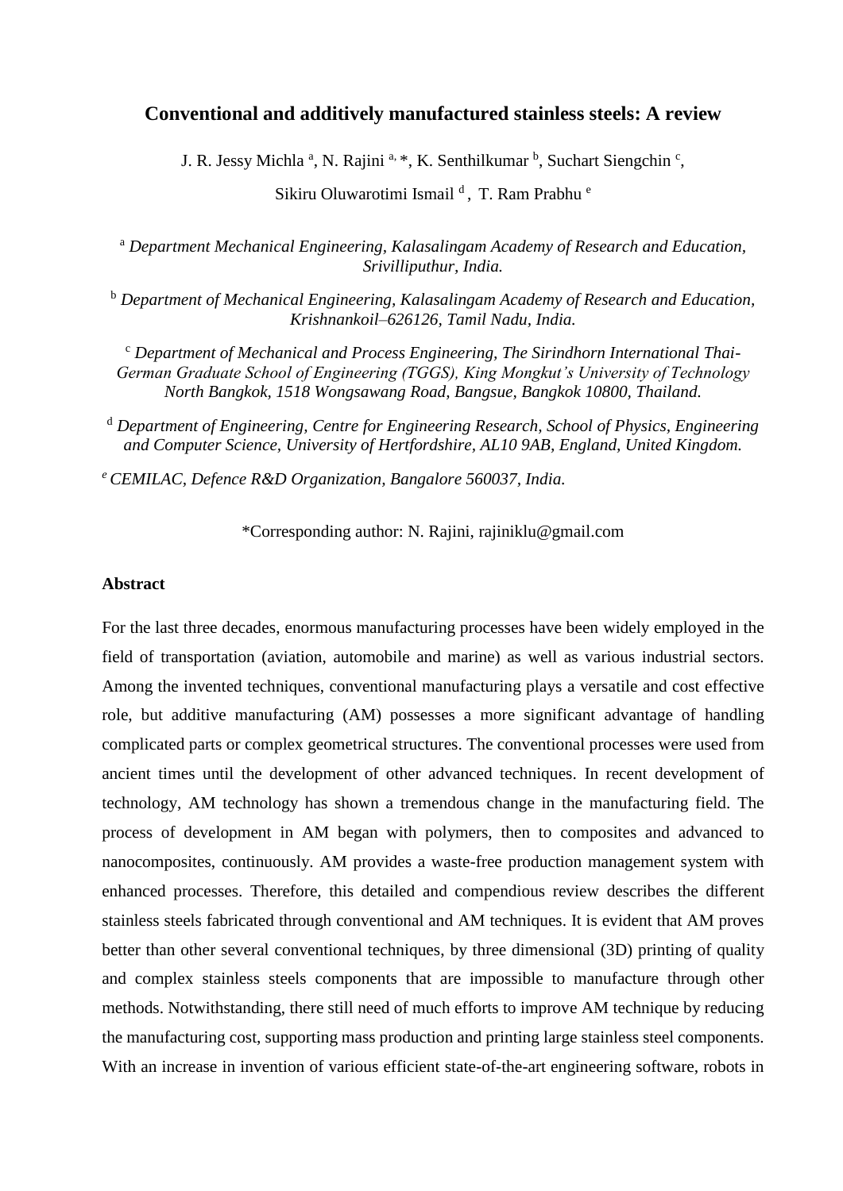# Conventional and additively manufactured stainless steels: A review

J. R. Jessy Michla [a], N. Rajini [a,*], K. Senthilkumar [b], Suchart Siengchin [c], Sikiru Oluwarotimi Ismail [d], T. Ram Prabhu [e]

[a] *Department Mechanical Engineering, Kalasalingam Academy of Research and Education, Srivilliputhur, India.*

[b] *Department of Mechanical Engineering, Kalasalingam Academy of Research and Education, Krishnankoil–626126, Tamil Nadu, India.*

[c] *Department of Mechanical and Process Engineering, The Sirindhorn International Thai-German Graduate School of Engineering (TGGS), King Mongkut's University of Technology North Bangkok, 1518 Wongsawang Road, Bangsue, Bangkok 10800, Thailand.*

[d] *Department of Engineering, Centre for Engineering Research, School of Physics, Engineering and Computer Science, University of Hertfordshire, AL10 9AB, England, United Kingdom.*

[e] *CEMILAC, Defence R&D Organization, Bangalore 560037, India.*

*Corresponding author: N. Rajini, rajiniklu@gmail.com

## Abstract

For the last three decades, enormous manufacturing processes have been widely employed in the field of transportation (aviation, automobile and marine) as well as various industrial sectors. Among the invented techniques, conventional manufacturing plays a versatile and cost effective role, but additive manufacturing (AM) possesses a more significant advantage of handling complicated parts or complex geometrical structures. The conventional processes were used from ancient times until the development of other advanced techniques. In recent development of technology, AM technology has shown a tremendous change in the manufacturing field. The process of development in AM began with polymers, then to composites and advanced to nanocomposites, continuously. AM provides a waste-free production management system with enhanced processes. Therefore, this detailed and compendious review describes the different stainless steels fabricated through conventional and AM techniques. It is evident that AM proves better than other several conventional techniques, by three dimensional (3D) printing of quality and complex stainless steels components that are impossible to manufacture through other methods. Notwithstanding, there still need of much efforts to improve AM technique by reducing the manufacturing cost, supporting mass production and printing large stainless steel components. With an increase in invention of various efficient state-of-the-art engineering software, robots in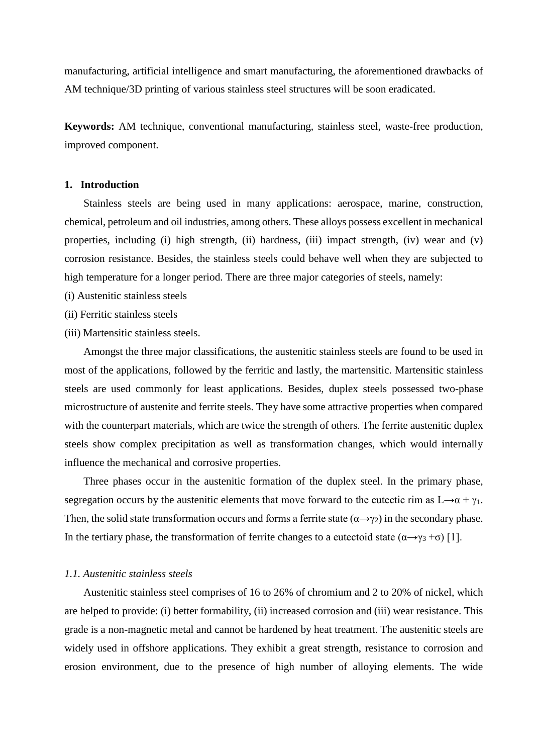manufacturing, artificial intelligence and smart manufacturing, the aforementioned drawbacks of AM technique/3D printing of various stainless steel structures will be soon eradicated.

**Keywords:** AM technique, conventional manufacturing, stainless steel, waste-free production, improved component.

## 1. Introduction

Stainless steels are being used in many applications: aerospace, marine, construction, chemical, petroleum and oil industries, among others. These alloys possess excellent in mechanical properties, including (i) high strength, (ii) hardness, (iii) impact strength, (iv) wear and (v) corrosion resistance. Besides, the stainless steels could behave well when they are subjected to high temperature for a longer period. There are three major categories of steels, namely:

(i) Austenitic stainless steels

(ii) Ferritic stainless steels

(iii) Martensitic stainless steels.

Amongst the three major classifications, the austenitic stainless steels are found to be used in most of the applications, followed by the ferritic and lastly, the martensitic. Martensitic stainless steels are used commonly for least applications. Besides, duplex steels possessed two-phase microstructure of austenite and ferrite steels. They have some attractive properties when compared with the counterpart materials, which are twice the strength of others. The ferrite austenitic duplex steels show complex precipitation as well as transformation changes, which would internally influence the mechanical and corrosive properties.

Three phases occur in the austenitic formation of the duplex steel. In the primary phase, segregation occurs by the austenitic elements that move forward to the eutectic rim as $L \rightarrow \alpha + \gamma_1$. Then, the solid state transformation occurs and forms a ferrite state ($\alpha \rightarrow \gamma_2$) in the secondary phase. In the tertiary phase, the transformation of ferrite changes to a eutectoid state ($\alpha \rightarrow \gamma_3 + \sigma$) [1].

### *1.1. Austenitic stainless steels*

Austenitic stainless steel comprises of 16 to 26% of chromium and 2 to 20% of nickel, which are helped to provide: (i) better formability, (ii) increased corrosion and (iii) wear resistance. This grade is a non-magnetic metal and cannot be hardened by heat treatment. The austenitic steels are widely used in offshore applications. They exhibit a great strength, resistance to corrosion and erosion environment, due to the presence of high number of alloying elements. The wide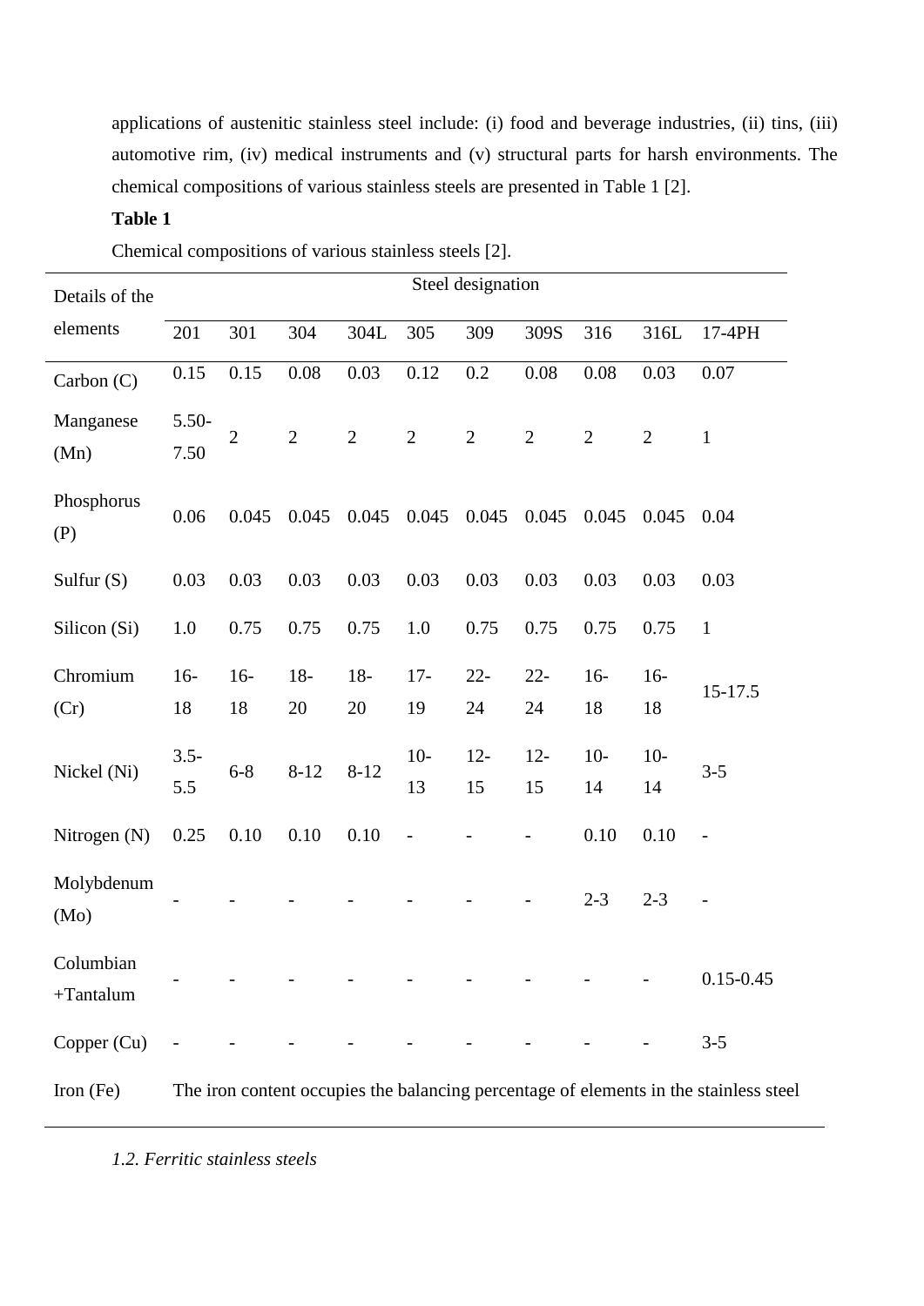applications of austenitic stainless steel include: (i) food and beverage industries, (ii) tins, (iii) automotive rim, (iv) medical instruments and (v) structural parts for harsh environments. The chemical compositions of various stainless steels are presented in Table 1 [2].

**Table 1**

Chemical compositions of various stainless steels [2].

| Details of the elements | Steel designation | | | | | | | | | |
|---|---|---|---|---|---|---|---|---|---|---|
| | 201 | 301 | 304 | 304L | 305 | 309 | 309S | 316 | 316L | 17-4PH |
| Carbon (C) | 0.15 | 0.15 | 0.08 | 0.03 | 0.12 | 0.2 | 0.08 | 0.08 | 0.03 | 0.07 |
| Manganese (Mn) | 5.50-7.50 | 2 | 2 | 2 | 2 | 2 | 2 | 2 | 2 | 1 |
| Phosphorus (P) | 0.06 | 0.045 | 0.045 | 0.045 | 0.045 | 0.045 | 0.045 | 0.045 | 0.045 | 0.04 |
| Sulfur (S) | 0.03 | 0.03 | 0.03 | 0.03 | 0.03 | 0.03 | 0.03 | 0.03 | 0.03 | 0.03 |
| Silicon (Si) | 1.0 | 0.75 | 0.75 | 0.75 | 1.0 | 0.75 | 0.75 | 0.75 | 0.75 | 1 |
| Chromium (Cr) | 16-18 | 16-18 | 18-20 | 18-20 | 17-19 | 22-24 | 22-24 | 16-18 | 16-18 | 15-17.5 |
| Nickel (Ni) | 3.5-5.5 | 6-8 | 8-12 | 8-12 | 10-13 | 12-15 | 12-15 | 10-14 | 10-14 | 3-5 |
| Nitrogen (N) | 0.25 | 0.10 | 0.10 | 0.10 | - | - | - | 0.10 | 0.10 | - |
| Molybdenum (Mo) | - | - | - | - | - | - | - | 2-3 | 2-3 | - |
| Columbian +Tantalum | - | - | - | - | - | - | - | - | - | 0.15-0.45 |
| Copper (Cu) | - | - | - | - | - | - | - | - | - | 3-5 |
| Iron (Fe) | The iron content occupies the balancing percentage of elements in the stainless steel | | | | | | | | | |

*1.2. Ferritic stainless steels*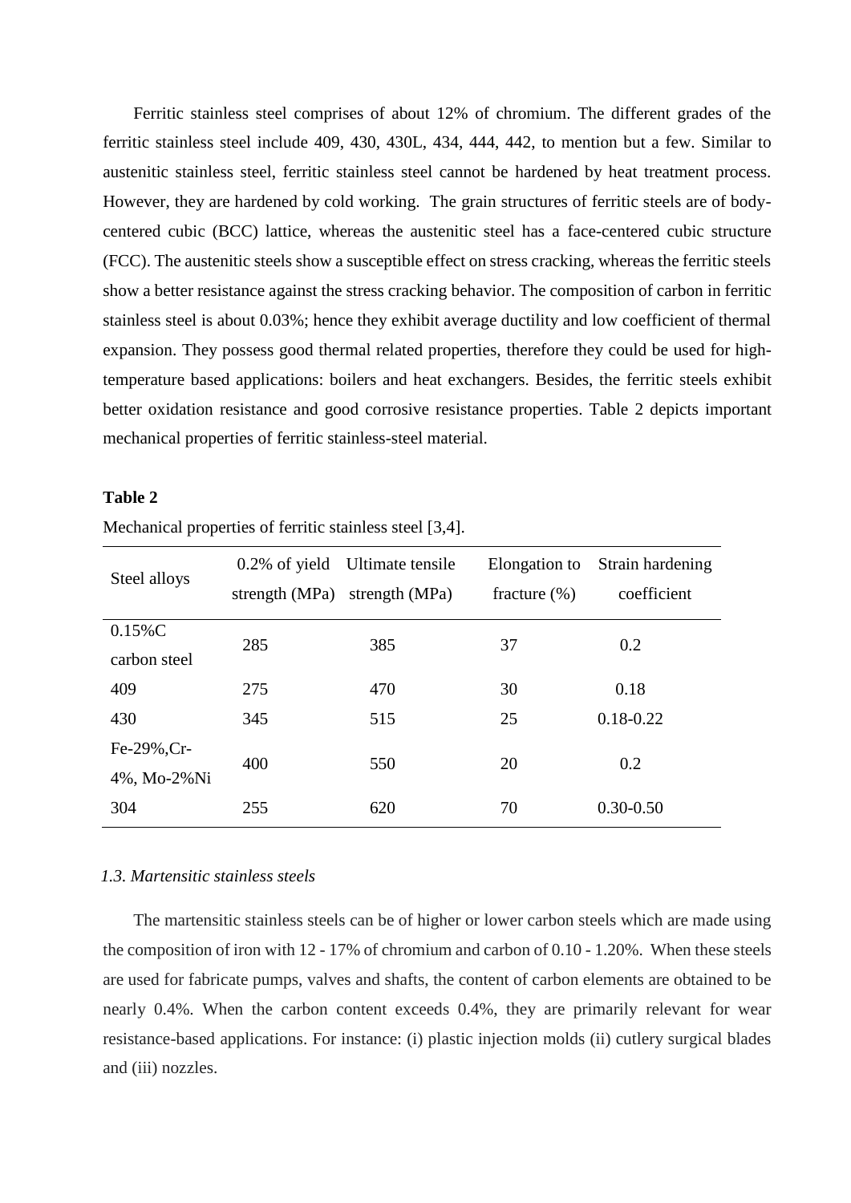Ferritic stainless steel comprises of about 12% of chromium. The different grades of the ferritic stainless steel include 409, 430, 430L, 434, 444, 442, to mention but a few. Similar to austenitic stainless steel, ferritic stainless steel cannot be hardened by heat treatment process. However, they are hardened by cold working. The grain structures of ferritic steels are of body-centered cubic (BCC) lattice, whereas the austenitic steel has a face-centered cubic structure (FCC). The austenitic steels show a susceptible effect on stress cracking, whereas the ferritic steels show a better resistance against the stress cracking behavior. The composition of carbon in ferritic stainless steel is about 0.03%; hence they exhibit average ductility and low coefficient of thermal expansion. They possess good thermal related properties, therefore they could be used for high-temperature based applications: boilers and heat exchangers. Besides, the ferritic steels exhibit better oxidation resistance and good corrosive resistance properties. Table 2 depicts important mechanical properties of ferritic stainless-steel material.

**Table 2**

Mechanical properties of ferritic stainless steel [3,4].

| Steel alloys | 0.2% of yield strength (MPa) | Ultimate tensile strength (MPa) | Elongation to fracture (%) | Strain hardening coefficient |
|---|---|---|---|---|
| 0.15%C carbon steel | 285 | 385 | 37 | 0.2 |
| 409 | 275 | 470 | 30 | 0.18 |
| 430 | 345 | 515 | 25 | 0.18-0.22 |
| Fe-29%,Cr-4%, Mo-2%Ni | 400 | 550 | 20 | 0.2 |
| 304 | 255 | 620 | 70 | 0.30-0.50 |

### *1.3. Martensitic stainless steels*

The martensitic stainless steels can be of higher or lower carbon steels which are made using the composition of iron with 12 - 17% of chromium and carbon of 0.10 - 1.20%. When these steels are used for fabricate pumps, valves and shafts, the content of carbon elements are obtained to be nearly 0.4%. When the carbon content exceeds 0.4%, they are primarily relevant for wear resistance-based applications. For instance: (i) plastic injection molds (ii) cutlery surgical blades and (iii) nozzles.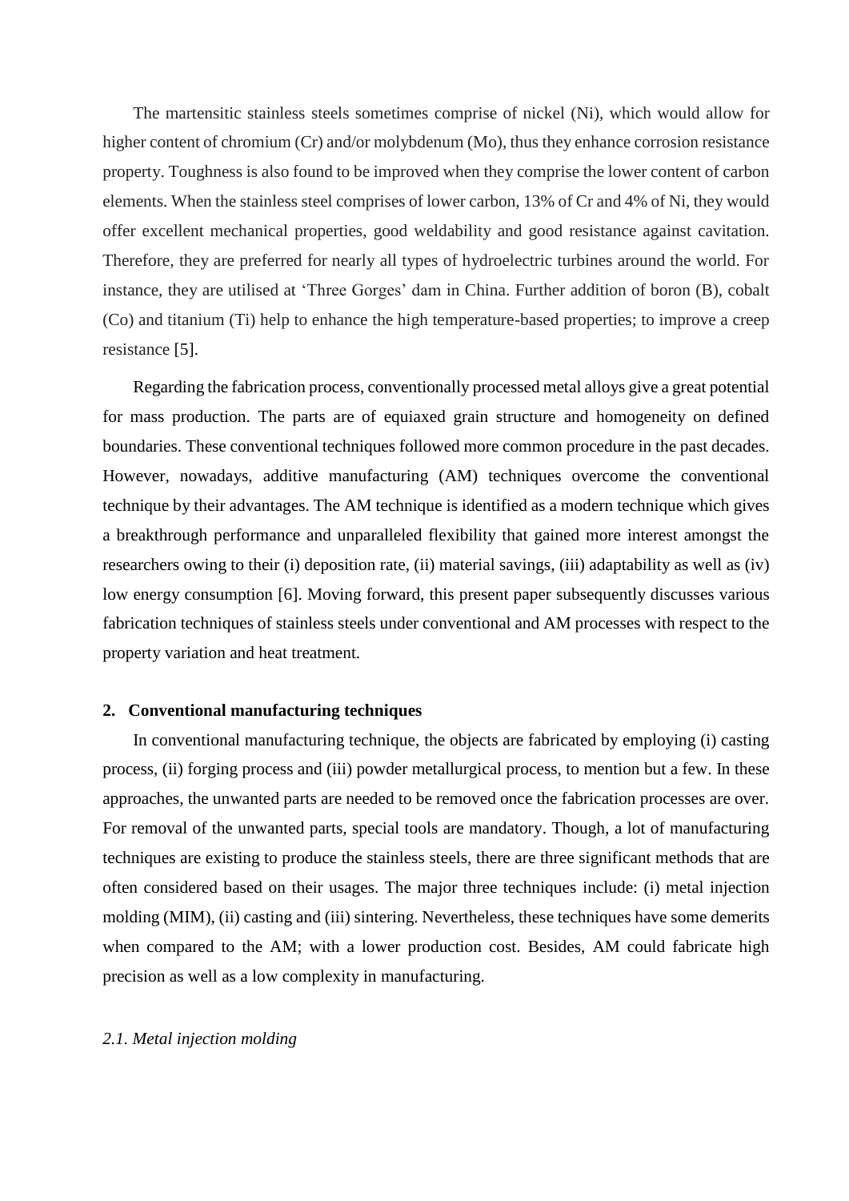The martensitic stainless steels sometimes comprise of nickel (Ni), which would allow for higher content of chromium (Cr) and/or molybdenum (Mo), thus they enhance corrosion resistance property. Toughness is also found to be improved when they comprise the lower content of carbon elements. When the stainless steel comprises of lower carbon, 13% of Cr and 4% of Ni, they would offer excellent mechanical properties, good weldability and good resistance against cavitation. Therefore, they are preferred for nearly all types of hydroelectric turbines around the world. For instance, they are utilised at 'Three Gorges' dam in China. Further addition of boron (B), cobalt (Co) and titanium (Ti) help to enhance the high temperature-based properties; to improve a creep resistance [5].

Regarding the fabrication process, conventionally processed metal alloys give a great potential for mass production. The parts are of equiaxed grain structure and homogeneity on defined boundaries. These conventional techniques followed more common procedure in the past decades. However, nowadays, additive manufacturing (AM) techniques overcome the conventional technique by their advantages. The AM technique is identified as a modern technique which gives a breakthrough performance and unparalleled flexibility that gained more interest amongst the researchers owing to their (i) deposition rate, (ii) material savings, (iii) adaptability as well as (iv) low energy consumption [6]. Moving forward, this present paper subsequently discusses various fabrication techniques of stainless steels under conventional and AM processes with respect to the property variation and heat treatment.

## 2. Conventional manufacturing techniques

In conventional manufacturing technique, the objects are fabricated by employing (i) casting process, (ii) forging process and (iii) powder metallurgical process, to mention but a few. In these approaches, the unwanted parts are needed to be removed once the fabrication processes are over. For removal of the unwanted parts, special tools are mandatory. Though, a lot of manufacturing techniques are existing to produce the stainless steels, there are three significant methods that are often considered based on their usages. The major three techniques include: (i) metal injection molding (MIM), (ii) casting and (iii) sintering. Nevertheless, these techniques have some demerits when compared to the AM; with a lower production cost. Besides, AM could fabricate high precision as well as a low complexity in manufacturing.

### *2.1. Metal injection molding*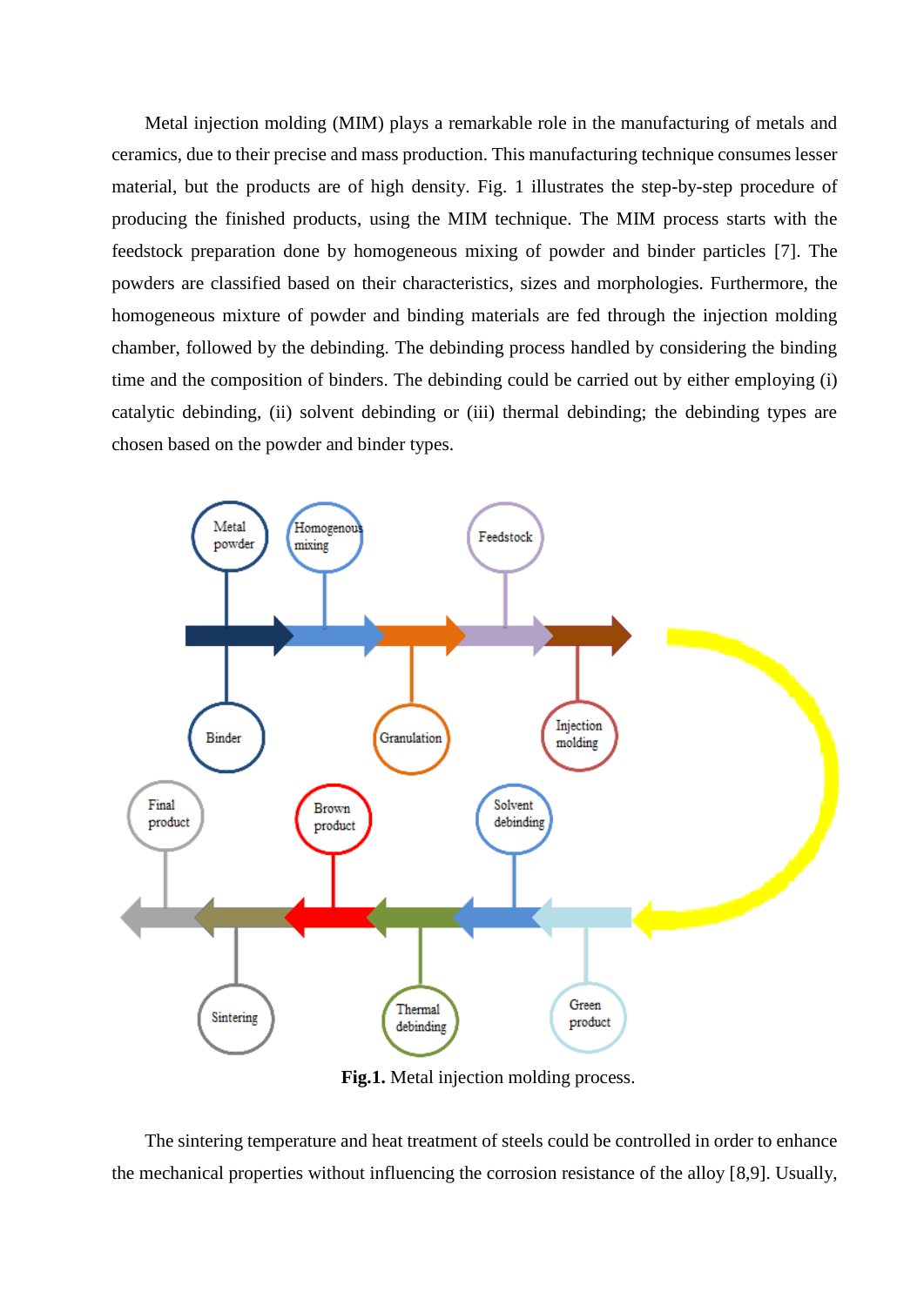Metal injection molding (MIM) plays a remarkable role in the manufacturing of metals and ceramics, due to their precise and mass production. This manufacturing technique consumes lesser material, but the products are of high density. Fig. 1 illustrates the step-by-step procedure of producing the finished products, using the MIM technique. The MIM process starts with the feedstock preparation done by homogeneous mixing of powder and binder particles [7]. The powders are classified based on their characteristics, sizes and morphologies. Furthermore, the homogeneous mixture of powder and binding materials are fed through the injection molding chamber, followed by the debinding. The debinding process handled by considering the binding time and the composition of binders. The debinding could be carried out by either employing (i) catalytic debinding, (ii) solvent debinding or (iii) thermal debinding; the debinding types are chosen based on the powder and binder types.

**Fig.1.** Metal injection molding process.

The sintering temperature and heat treatment of steels could be controlled in order to enhance the mechanical properties without influencing the corrosion resistance of the alloy [8,9]. Usually,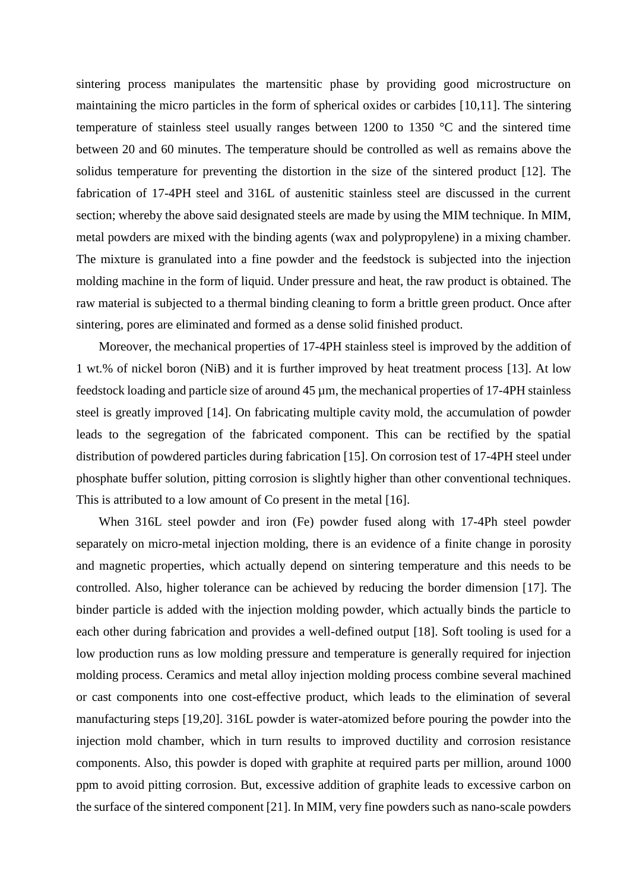sintering process manipulates the martensitic phase by providing good microstructure on maintaining the micro particles in the form of spherical oxides or carbides [10,11]. The sintering temperature of stainless steel usually ranges between 1200 to 1350 °C and the sintered time between 20 and 60 minutes. The temperature should be controlled as well as remains above the solidus temperature for preventing the distortion in the size of the sintered product [12]. The fabrication of 17-4PH steel and 316L of austenitic stainless steel are discussed in the current section; whereby the above said designated steels are made by using the MIM technique. In MIM, metal powders are mixed with the binding agents (wax and polypropylene) in a mixing chamber. The mixture is granulated into a fine powder and the feedstock is subjected into the injection molding machine in the form of liquid. Under pressure and heat, the raw product is obtained. The raw material is subjected to a thermal binding cleaning to form a brittle green product. Once after sintering, pores are eliminated and formed as a dense solid finished product.

Moreover, the mechanical properties of 17-4PH stainless steel is improved by the addition of 1 wt.% of nickel boron (NiB) and it is further improved by heat treatment process [13]. At low feedstock loading and particle size of around 45 µm, the mechanical properties of 17-4PH stainless steel is greatly improved [14]. On fabricating multiple cavity mold, the accumulation of powder leads to the segregation of the fabricated component. This can be rectified by the spatial distribution of powdered particles during fabrication [15]. On corrosion test of 17-4PH steel under phosphate buffer solution, pitting corrosion is slightly higher than other conventional techniques. This is attributed to a low amount of Co present in the metal [16].

When 316L steel powder and iron (Fe) powder fused along with 17-4Ph steel powder separately on micro-metal injection molding, there is an evidence of a finite change in porosity and magnetic properties, which actually depend on sintering temperature and this needs to be controlled. Also, higher tolerance can be achieved by reducing the border dimension [17]. The binder particle is added with the injection molding powder, which actually binds the particle to each other during fabrication and provides a well-defined output [18]. Soft tooling is used for a low production runs as low molding pressure and temperature is generally required for injection molding process. Ceramics and metal alloy injection molding process combine several machined or cast components into one cost-effective product, which leads to the elimination of several manufacturing steps [19,20]. 316L powder is water-atomized before pouring the powder into the injection mold chamber, which in turn results to improved ductility and corrosion resistance components. Also, this powder is doped with graphite at required parts per million, around 1000 ppm to avoid pitting corrosion. But, excessive addition of graphite leads to excessive carbon on the surface of the sintered component [21]. In MIM, very fine powders such as nano-scale powders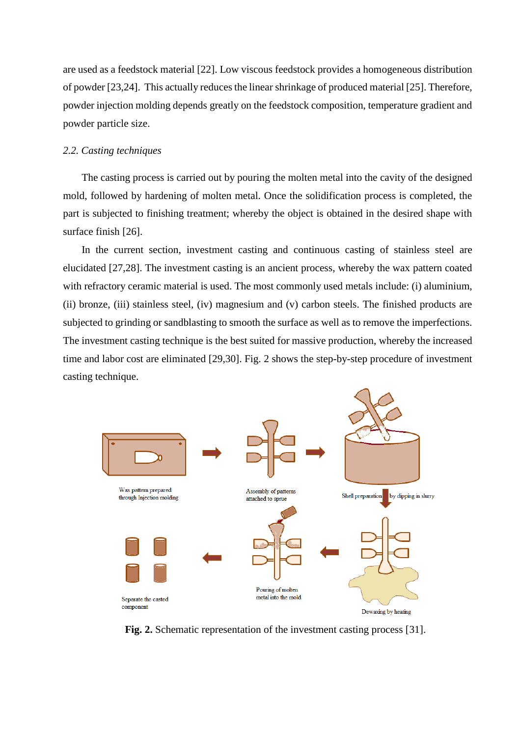are used as a feedstock material [22]. Low viscous feedstock provides a homogeneous distribution of powder [23,24]. This actually reduces the linear shrinkage of produced material [25]. Therefore, powder injection molding depends greatly on the feedstock composition, temperature gradient and powder particle size.

### *2.2. Casting techniques*

The casting process is carried out by pouring the molten metal into the cavity of the designed mold, followed by hardening of molten metal. Once the solidification process is completed, the part is subjected to finishing treatment; whereby the object is obtained in the desired shape with surface finish [26].

In the current section, investment casting and continuous casting of stainless steel are elucidated [27,28]. The investment casting is an ancient process, whereby the wax pattern coated with refractory ceramic material is used. The most commonly used metals include: (i) aluminium, (ii) bronze, (iii) stainless steel, (iv) magnesium and (v) carbon steels. The finished products are subjected to grinding or sandblasting to smooth the surface as well as to remove the imperfections. The investment casting technique is the best suited for massive production, whereby the increased time and labor cost are eliminated [29,30]. Fig. 2 shows the step-by-step procedure of investment casting technique.

Wax pattern prepared through Injection molding

Assembly of patterns attached to sprue

Shell preparation by dipping in slurry

Dewaxing by heating

Pouring of molten metal into the mold

Separate the casted component

**Fig. 2.** Schematic representation of the investment casting process [31].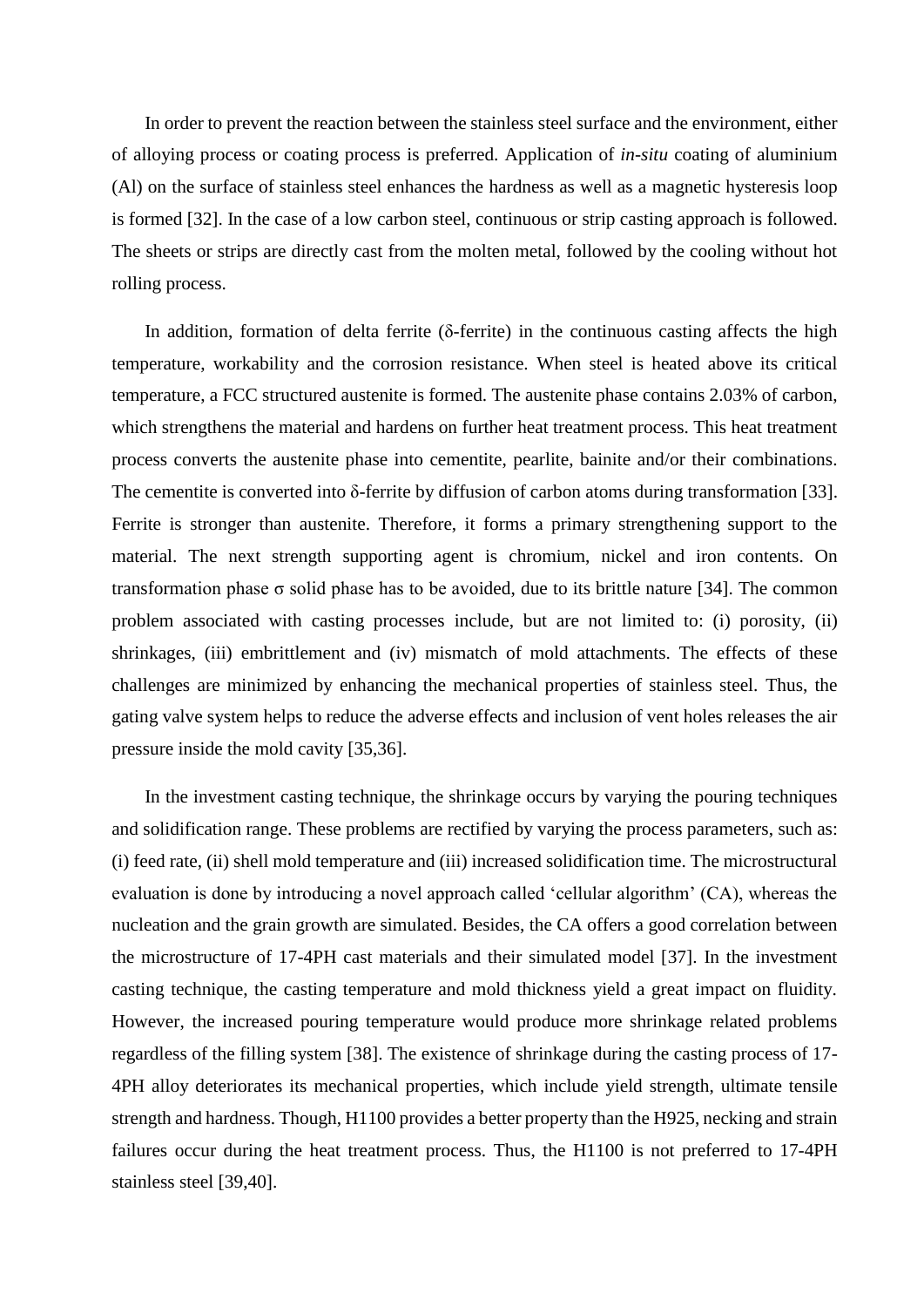In order to prevent the reaction between the stainless steel surface and the environment, either of alloying process or coating process is preferred. Application of *in-situ* coating of aluminium (Al) on the surface of stainless steel enhances the hardness as well as a magnetic hysteresis loop is formed [32]. In the case of a low carbon steel, continuous or strip casting approach is followed. The sheets or strips are directly cast from the molten metal, followed by the cooling without hot rolling process.

In addition, formation of delta ferrite (δ-ferrite) in the continuous casting affects the high temperature, workability and the corrosion resistance. When steel is heated above its critical temperature, a FCC structured austenite is formed. The austenite phase contains 2.03% of carbon, which strengthens the material and hardens on further heat treatment process. This heat treatment process converts the austenite phase into cementite, pearlite, bainite and/or their combinations. The cementite is converted into δ-ferrite by diffusion of carbon atoms during transformation [33]. Ferrite is stronger than austenite. Therefore, it forms a primary strengthening support to the material. The next strength supporting agent is chromium, nickel and iron contents. On transformation phase σ solid phase has to be avoided, due to its brittle nature [34]. The common problem associated with casting processes include, but are not limited to: (i) porosity, (ii) shrinkages, (iii) embrittlement and (iv) mismatch of mold attachments. The effects of these challenges are minimized by enhancing the mechanical properties of stainless steel. Thus, the gating valve system helps to reduce the adverse effects and inclusion of vent holes releases the air pressure inside the mold cavity [35,36].

In the investment casting technique, the shrinkage occurs by varying the pouring techniques and solidification range. These problems are rectified by varying the process parameters, such as: (i) feed rate, (ii) shell mold temperature and (iii) increased solidification time. The microstructural evaluation is done by introducing a novel approach called 'cellular algorithm' (CA), whereas the nucleation and the grain growth are simulated. Besides, the CA offers a good correlation between the microstructure of 17-4PH cast materials and their simulated model [37]. In the investment casting technique, the casting temperature and mold thickness yield a great impact on fluidity. However, the increased pouring temperature would produce more shrinkage related problems regardless of the filling system [38]. The existence of shrinkage during the casting process of 17-4PH alloy deteriorates its mechanical properties, which include yield strength, ultimate tensile strength and hardness. Though, H1100 provides a better property than the H925, necking and strain failures occur during the heat treatment process. Thus, the H1100 is not preferred to 17-4PH stainless steel [39,40].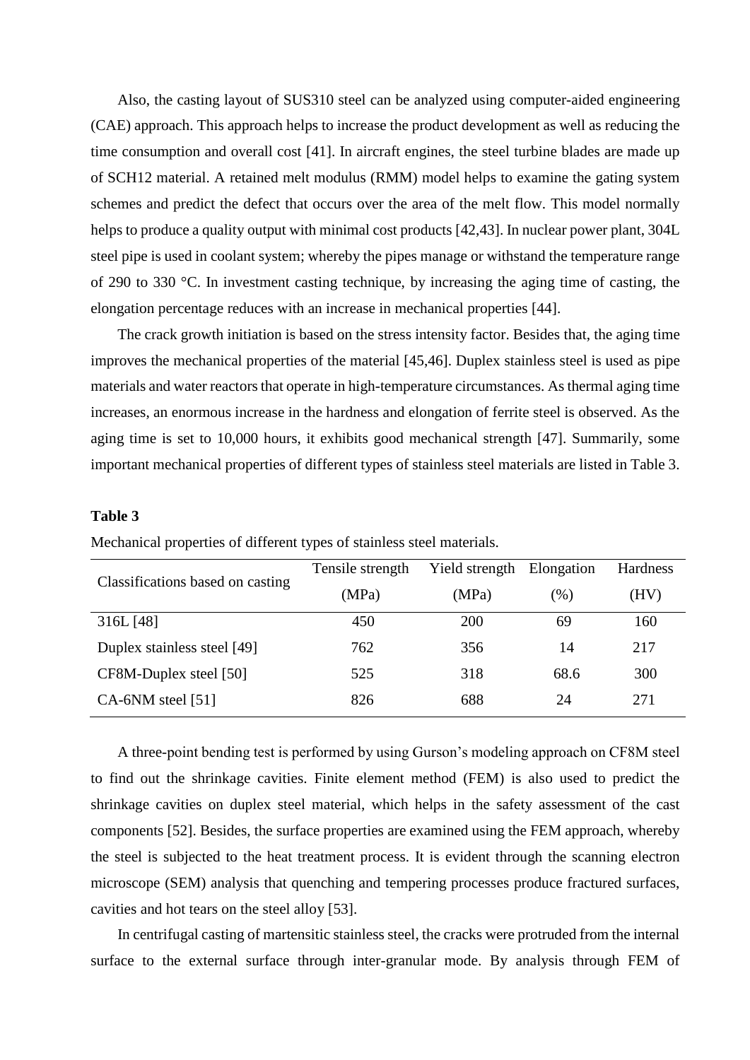Also, the casting layout of SUS310 steel can be analyzed using computer-aided engineering (CAE) approach. This approach helps to increase the product development as well as reducing the time consumption and overall cost [41]. In aircraft engines, the steel turbine blades are made up of SCH12 material. A retained melt modulus (RMM) model helps to examine the gating system schemes and predict the defect that occurs over the area of the melt flow. This model normally helps to produce a quality output with minimal cost products [42,43]. In nuclear power plant, 304L steel pipe is used in coolant system; whereby the pipes manage or withstand the temperature range of 290 to 330 °C. In investment casting technique, by increasing the aging time of casting, the elongation percentage reduces with an increase in mechanical properties [44].

The crack growth initiation is based on the stress intensity factor. Besides that, the aging time improves the mechanical properties of the material [45,46]. Duplex stainless steel is used as pipe materials and water reactors that operate in high-temperature circumstances. As thermal aging time increases, an enormous increase in the hardness and elongation of ferrite steel is observed. As the aging time is set to 10,000 hours, it exhibits good mechanical strength [47]. Summarily, some important mechanical properties of different types of stainless steel materials are listed in Table 3.

**Table 3**

Mechanical properties of different types of stainless steel materials.

| Classifications based on casting | Tensile strength (MPa) | Yield strength (MPa) | Elongation (%) | Hardness (HV) |
|---|---|---|---|---|
| 316L [48] | 450 | 200 | 69 | 160 |
| Duplex stainless steel [49] | 762 | 356 | 14 | 217 |
| CF8M-Duplex steel [50] | 525 | 318 | 68.6 | 300 |
| CA-6NM steel [51] | 826 | 688 | 24 | 271 |

A three-point bending test is performed by using Gurson's modeling approach on CF8M steel to find out the shrinkage cavities. Finite element method (FEM) is also used to predict the shrinkage cavities on duplex steel material, which helps in the safety assessment of the cast components [52]. Besides, the surface properties are examined using the FEM approach, whereby the steel is subjected to the heat treatment process. It is evident through the scanning electron microscope (SEM) analysis that quenching and tempering processes produce fractured surfaces, cavities and hot tears on the steel alloy [53].

In centrifugal casting of martensitic stainless steel, the cracks were protruded from the internal surface to the external surface through inter-granular mode. By analysis through FEM of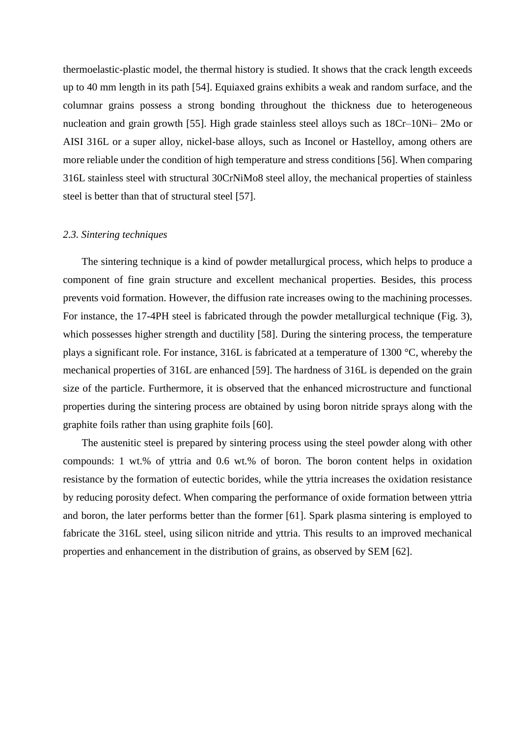thermoelastic-plastic model, the thermal history is studied. It shows that the crack length exceeds up to 40 mm length in its path [54]. Equiaxed grains exhibits a weak and random surface, and the columnar grains possess a strong bonding throughout the thickness due to heterogeneous nucleation and grain growth [55]. High grade stainless steel alloys such as 18Cr–10Ni– 2Mo or AISI 316L or a super alloy, nickel-base alloys, such as Inconel or Hastelloy, among others are more reliable under the condition of high temperature and stress conditions [56]. When comparing 316L stainless steel with structural 30CrNiMo8 steel alloy, the mechanical properties of stainless steel is better than that of structural steel [57].

### *2.3. Sintering techniques*

The sintering technique is a kind of powder metallurgical process, which helps to produce a component of fine grain structure and excellent mechanical properties. Besides, this process prevents void formation. However, the diffusion rate increases owing to the machining processes. For instance, the 17-4PH steel is fabricated through the powder metallurgical technique (Fig. 3), which possesses higher strength and ductility [58]. During the sintering process, the temperature plays a significant role. For instance, 316L is fabricated at a temperature of 1300 °C, whereby the mechanical properties of 316L are enhanced [59]. The hardness of 316L is depended on the grain size of the particle. Furthermore, it is observed that the enhanced microstructure and functional properties during the sintering process are obtained by using boron nitride sprays along with the graphite foils rather than using graphite foils [60].

The austenitic steel is prepared by sintering process using the steel powder along with other compounds: 1 wt.% of yttria and 0.6 wt.% of boron. The boron content helps in oxidation resistance by the formation of eutectic borides, while the yttria increases the oxidation resistance by reducing porosity defect. When comparing the performance of oxide formation between yttria and boron, the later performs better than the former [61]. Spark plasma sintering is employed to fabricate the 316L steel, using silicon nitride and yttria. This results to an improved mechanical properties and enhancement in the distribution of grains, as observed by SEM [62].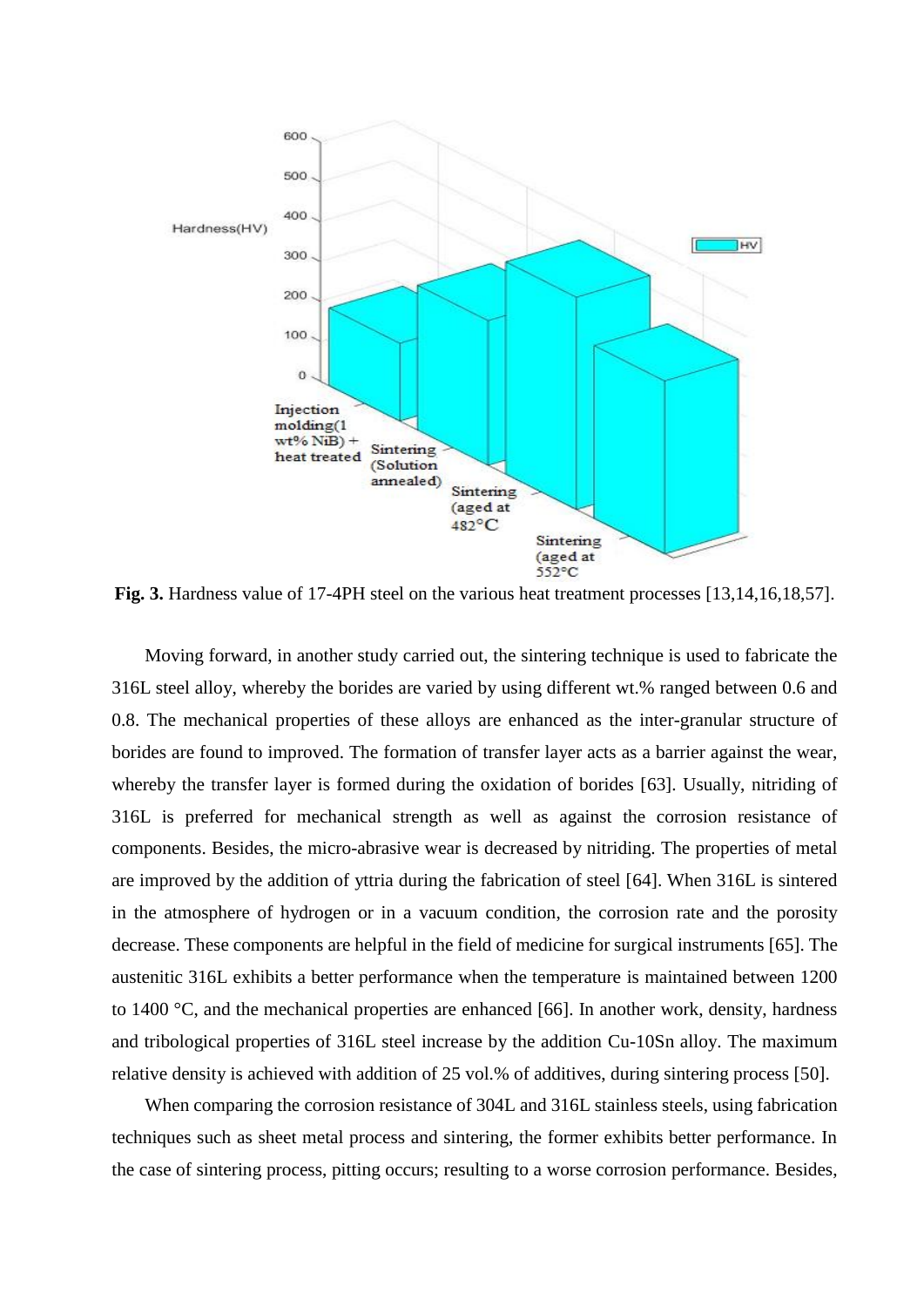**Fig. 3.** Hardness value of 17-4PH steel on the various heat treatment processes [13,14,16,18,57].

Moving forward, in another study carried out, the sintering technique is used to fabricate the 316L steel alloy, whereby the borides are varied by using different wt.% ranged between 0.6 and 0.8. The mechanical properties of these alloys are enhanced as the inter-granular structure of borides are found to improved. The formation of transfer layer acts as a barrier against the wear, whereby the transfer layer is formed during the oxidation of borides [63]. Usually, nitriding of 316L is preferred for mechanical strength as well as against the corrosion resistance of components. Besides, the micro-abrasive wear is decreased by nitriding. The properties of metal are improved by the addition of yttria during the fabrication of steel [64]. When 316L is sintered in the atmosphere of hydrogen or in a vacuum condition, the corrosion rate and the porosity decrease. These components are helpful in the field of medicine for surgical instruments [65]. The austenitic 316L exhibits a better performance when the temperature is maintained between 1200 to 1400 °C, and the mechanical properties are enhanced [66]. In another work, density, hardness and tribological properties of 316L steel increase by the addition Cu-10Sn alloy. The maximum relative density is achieved with addition of 25 vol.% of additives, during sintering process [50].

When comparing the corrosion resistance of 304L and 316L stainless steels, using fabrication techniques such as sheet metal process and sintering, the former exhibits better performance. In the case of sintering process, pitting occurs; resulting to a worse corrosion performance. Besides,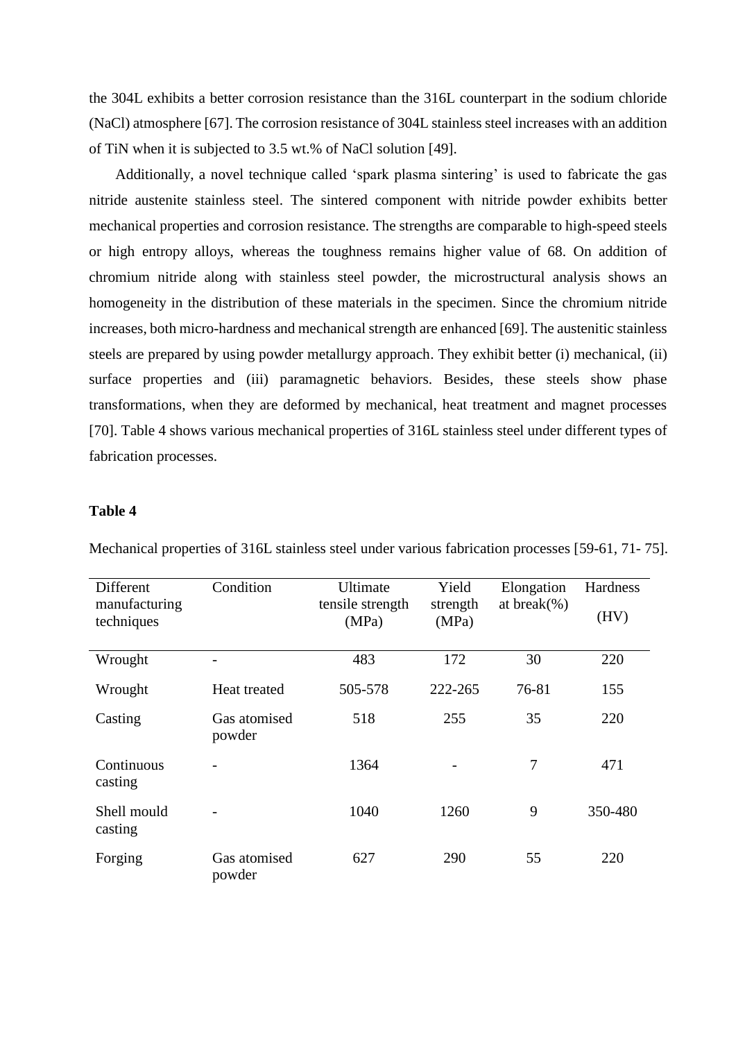the 304L exhibits a better corrosion resistance than the 316L counterpart in the sodium chloride (NaCl) atmosphere [67]. The corrosion resistance of 304L stainless steel increases with an addition of TiN when it is subjected to 3.5 wt.% of NaCl solution [49].

Additionally, a novel technique called 'spark plasma sintering' is used to fabricate the gas nitride austenite stainless steel. The sintered component with nitride powder exhibits better mechanical properties and corrosion resistance. The strengths are comparable to high-speed steels or high entropy alloys, whereas the toughness remains higher value of 68. On addition of chromium nitride along with stainless steel powder, the microstructural analysis shows an homogeneity in the distribution of these materials in the specimen. Since the chromium nitride increases, both micro-hardness and mechanical strength are enhanced [69]. The austenitic stainless steels are prepared by using powder metallurgy approach. They exhibit better (i) mechanical, (ii) surface properties and (iii) paramagnetic behaviors. Besides, these steels show phase transformations, when they are deformed by mechanical, heat treatment and magnet processes [70]. Table 4 shows various mechanical properties of 316L stainless steel under different types of fabrication processes.

**Table 4**

Mechanical properties of 316L stainless steel under various fabrication processes [59-61, 71- 75].

| Different manufacturing techniques | Condition | Ultimate tensile strength (MPa) | Yield strength (MPa) | Elongation at break(%) | Hardness (HV) |
|---|---|---|---|---|---|
| Wrought | - | 483 | 172 | 30 | 220 |
| Wrought | Heat treated | 505-578 | 222-265 | 76-81 | 155 |
| Casting | Gas atomised powder | 518 | 255 | 35 | 220 |
| Continuous casting | - | 1364 | - | 7 | 471 |
| Shell mould casting | - | 1040 | 1260 | 9 | 350-480 |
| Forging | Gas atomised powder | 627 | 290 | 55 | 220 |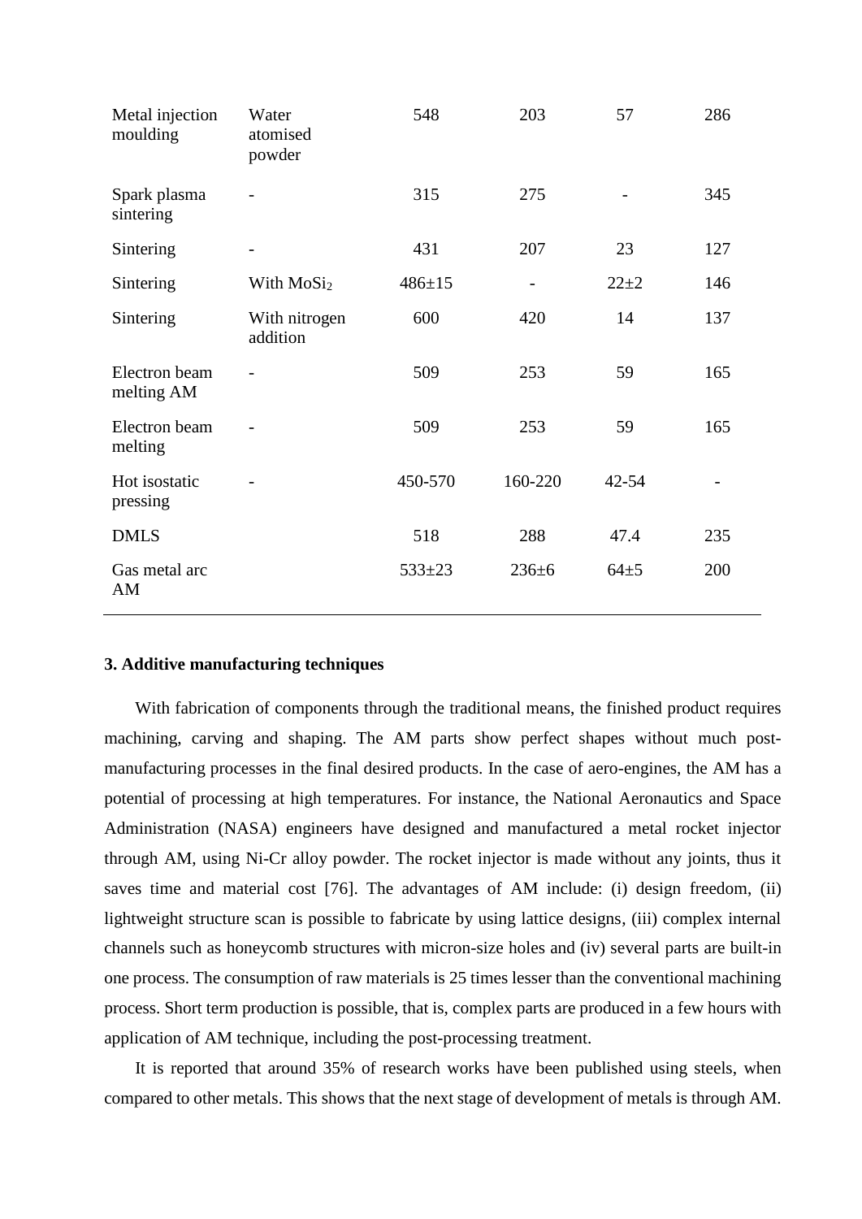| | | | | | |
|---|---|---|---|---|---|
| Metal injection moulding | Water atomised powder | 548 | 203 | 57 | 286 |
| Spark plasma sintering | - | 315 | 275 | - | 345 |
| Sintering | - | 431 | 207 | 23 | 127 |
| Sintering | With $MoSi_2$ | 486±15 | - | 22±2 | 146 |
| Sintering | With nitrogen addition | 600 | 420 | 14 | 137 |
| Electron beam melting AM | - | 509 | 253 | 59 | 165 |
| Electron beam melting | - | 509 | 253 | 59 | 165 |
| Hot isostatic pressing | - | 450-570 | 160-220 | 42-54 | - |
| DMLS | | 518 | 288 | 47.4 | 235 |
| Gas metal arc AM | | 533±23 | 236±6 | 64±5 | 200 |

### 3. Additive manufacturing techniques

With fabrication of components through the traditional means, the finished product requires machining, carving and shaping. The AM parts show perfect shapes without much post-manufacturing processes in the final desired products. In the case of aero-engines, the AM has a potential of processing at high temperatures. For instance, the National Aeronautics and Space Administration (NASA) engineers have designed and manufactured a metal rocket injector through AM, using Ni-Cr alloy powder. The rocket injector is made without any joints, thus it saves time and material cost [76]. The advantages of AM include: (i) design freedom, (ii) lightweight structure scan is possible to fabricate by using lattice designs, (iii) complex internal channels such as honeycomb structures with micron-size holes and (iv) several parts are built-in one process. The consumption of raw materials is 25 times lesser than the conventional machining process. Short term production is possible, that is, complex parts are produced in a few hours with application of AM technique, including the post-processing treatment.

It is reported that around 35% of research works have been published using steels, when compared to other metals. This shows that the next stage of development of metals is through AM.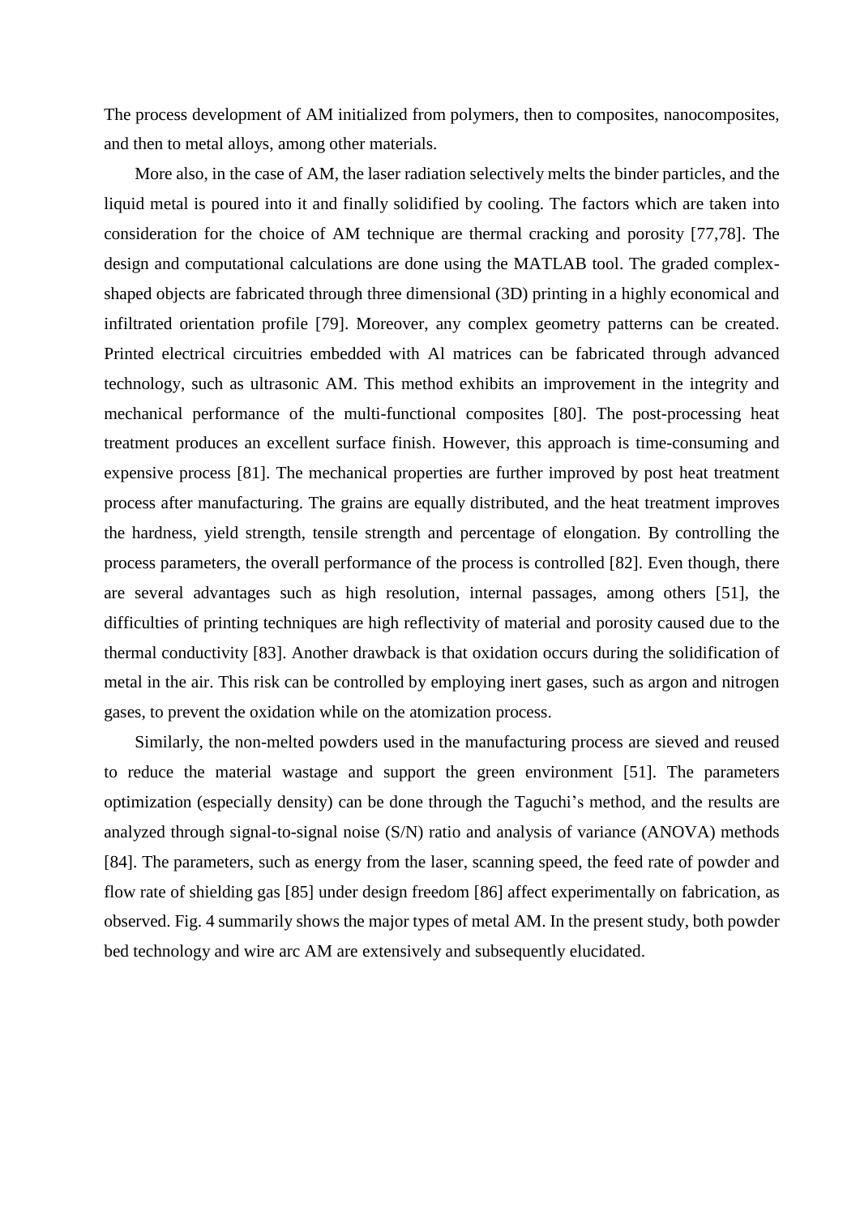The process development of AM initialized from polymers, then to composites, nanocomposites, and then to metal alloys, among other materials.

More also, in the case of AM, the laser radiation selectively melts the binder particles, and the liquid metal is poured into it and finally solidified by cooling. The factors which are taken into consideration for the choice of AM technique are thermal cracking and porosity [77,78]. The design and computational calculations are done using the MATLAB tool. The graded complex-shaped objects are fabricated through three dimensional (3D) printing in a highly economical and infiltrated orientation profile [79]. Moreover, any complex geometry patterns can be created. Printed electrical circuitries embedded with Al matrices can be fabricated through advanced technology, such as ultrasonic AM. This method exhibits an improvement in the integrity and mechanical performance of the multi-functional composites [80]. The post-processing heat treatment produces an excellent surface finish. However, this approach is time-consuming and expensive process [81]. The mechanical properties are further improved by post heat treatment process after manufacturing. The grains are equally distributed, and the heat treatment improves the hardness, yield strength, tensile strength and percentage of elongation. By controlling the process parameters, the overall performance of the process is controlled [82]. Even though, there are several advantages such as high resolution, internal passages, among others [51], the difficulties of printing techniques are high reflectivity of material and porosity caused due to the thermal conductivity [83]. Another drawback is that oxidation occurs during the solidification of metal in the air. This risk can be controlled by employing inert gases, such as argon and nitrogen gases, to prevent the oxidation while on the atomization process.

Similarly, the non-melted powders used in the manufacturing process are sieved and reused to reduce the material wastage and support the green environment [51]. The parameters optimization (especially density) can be done through the Taguchi's method, and the results are analyzed through signal-to-signal noise (S/N) ratio and analysis of variance (ANOVA) methods [84]. The parameters, such as energy from the laser, scanning speed, the feed rate of powder and flow rate of shielding gas [85] under design freedom [86] affect experimentally on fabrication, as observed. Fig. 4 summarily shows the major types of metal AM. In the present study, both powder bed technology and wire arc AM are extensively and subsequently elucidated.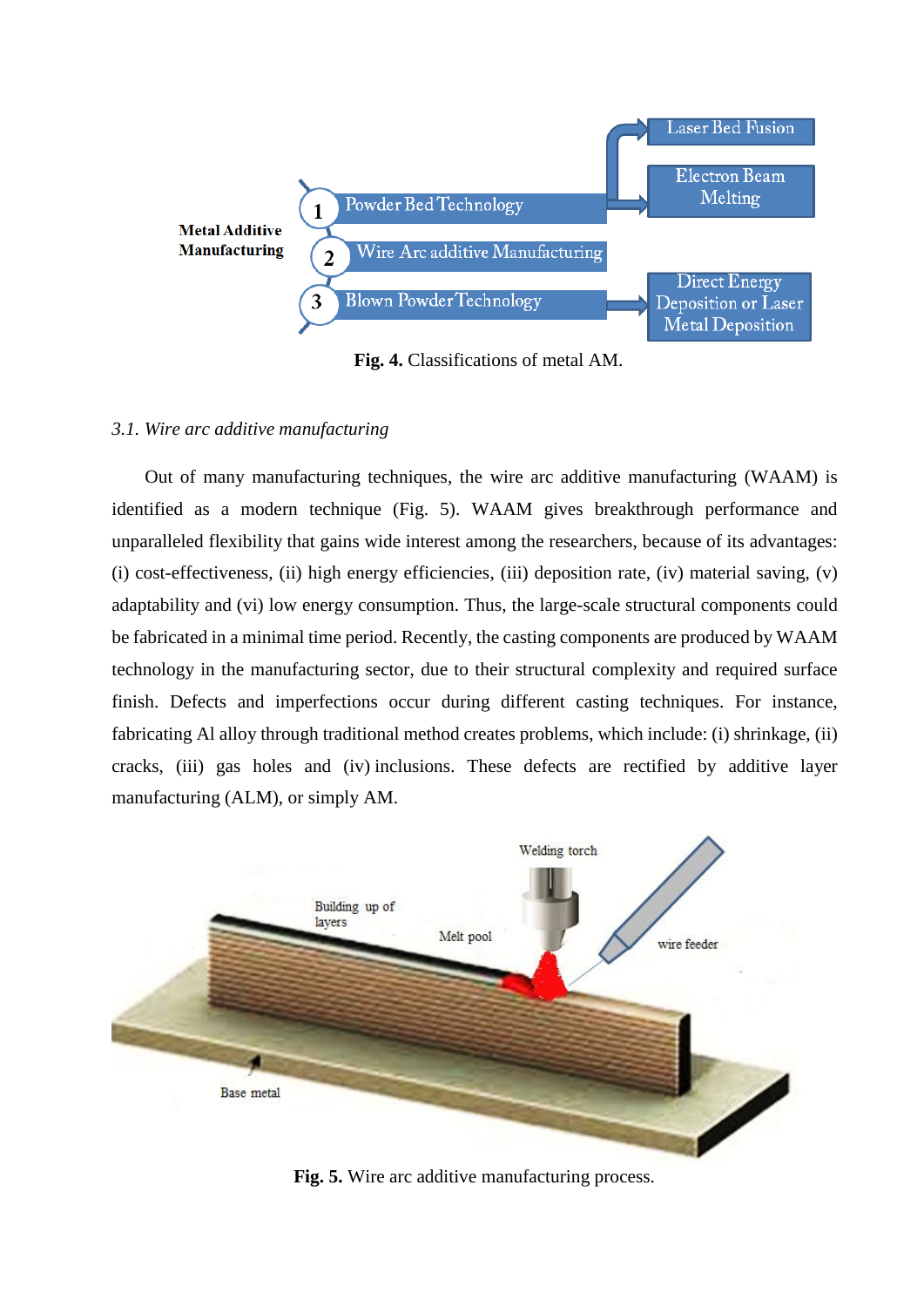Fig. 4. Classifications of metal AM.

### 3.1. Wire arc additive manufacturing

Out of many manufacturing techniques, the wire arc additive manufacturing (WAAM) is identified as a modern technique (Fig. 5). WAAM gives breakthrough performance and unparalleled flexibility that gains wide interest among the researchers, because of its advantages: (i) cost-effectiveness, (ii) high energy efficiencies, (iii) deposition rate, (iv) material saving, (v) adaptability and (vi) low energy consumption. Thus, the large-scale structural components could be fabricated in a minimal time period. Recently, the casting components are produced by WAAM technology in the manufacturing sector, due to their structural complexity and required surface finish. Defects and imperfections occur during different casting techniques. For instance, fabricating Al alloy through traditional method creates problems, which include: (i) shrinkage, (ii) cracks, (iii) gas holes and (iv) inclusions. These defects are rectified by additive layer manufacturing (ALM), or simply AM.

Fig. 5. Wire arc additive manufacturing process.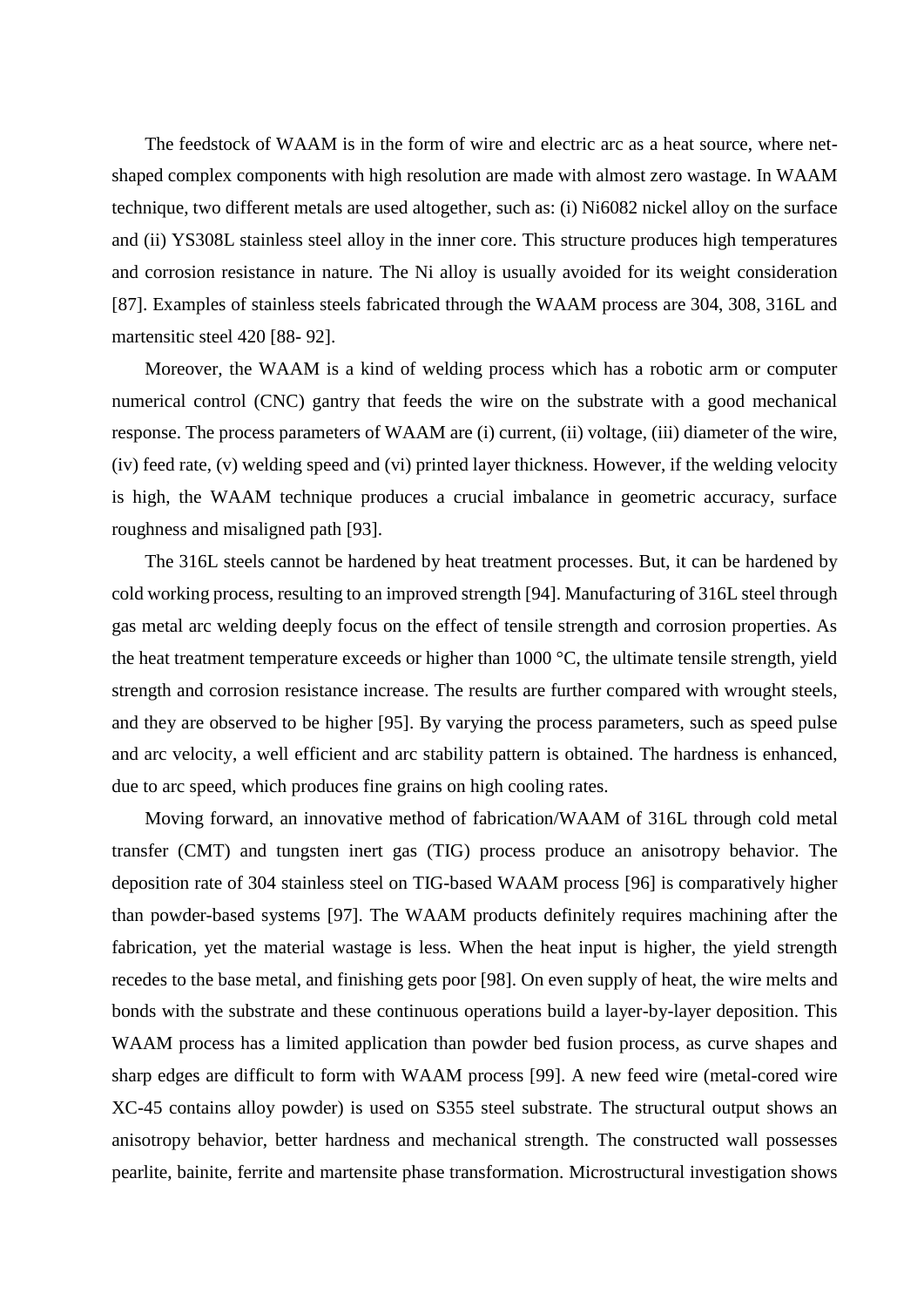The feedstock of WAAM is in the form of wire and electric arc as a heat source, where net-shaped complex components with high resolution are made with almost zero wastage. In WAAM technique, two different metals are used altogether, such as: (i) Ni6082 nickel alloy on the surface and (ii) YS308L stainless steel alloy in the inner core. This structure produces high temperatures and corrosion resistance in nature. The Ni alloy is usually avoided for its weight consideration [87]. Examples of stainless steels fabricated through the WAAM process are 304, 308, 316L and martensitic steel 420 [88- 92].

Moreover, the WAAM is a kind of welding process which has a robotic arm or computer numerical control (CNC) gantry that feeds the wire on the substrate with a good mechanical response. The process parameters of WAAM are (i) current, (ii) voltage, (iii) diameter of the wire, (iv) feed rate, (v) welding speed and (vi) printed layer thickness. However, if the welding velocity is high, the WAAM technique produces a crucial imbalance in geometric accuracy, surface roughness and misaligned path [93].

The 316L steels cannot be hardened by heat treatment processes. But, it can be hardened by cold working process, resulting to an improved strength [94]. Manufacturing of 316L steel through gas metal arc welding deeply focus on the effect of tensile strength and corrosion properties. As the heat treatment temperature exceeds or higher than 1000 °C, the ultimate tensile strength, yield strength and corrosion resistance increase. The results are further compared with wrought steels, and they are observed to be higher [95]. By varying the process parameters, such as speed pulse and arc velocity, a well efficient and arc stability pattern is obtained. The hardness is enhanced, due to arc speed, which produces fine grains on high cooling rates.

Moving forward, an innovative method of fabrication/WAAM of 316L through cold metal transfer (CMT) and tungsten inert gas (TIG) process produce an anisotropy behavior. The deposition rate of 304 stainless steel on TIG-based WAAM process [96] is comparatively higher than powder-based systems [97]. The WAAM products definitely requires machining after the fabrication, yet the material wastage is less. When the heat input is higher, the yield strength recedes to the base metal, and finishing gets poor [98]. On even supply of heat, the wire melts and bonds with the substrate and these continuous operations build a layer-by-layer deposition. This WAAM process has a limited application than powder bed fusion process, as curve shapes and sharp edges are difficult to form with WAAM process [99]. A new feed wire (metal-cored wire XC-45 contains alloy powder) is used on S355 steel substrate. The structural output shows an anisotropy behavior, better hardness and mechanical strength. The constructed wall possesses pearlite, bainite, ferrite and martensite phase transformation. Microstructural investigation shows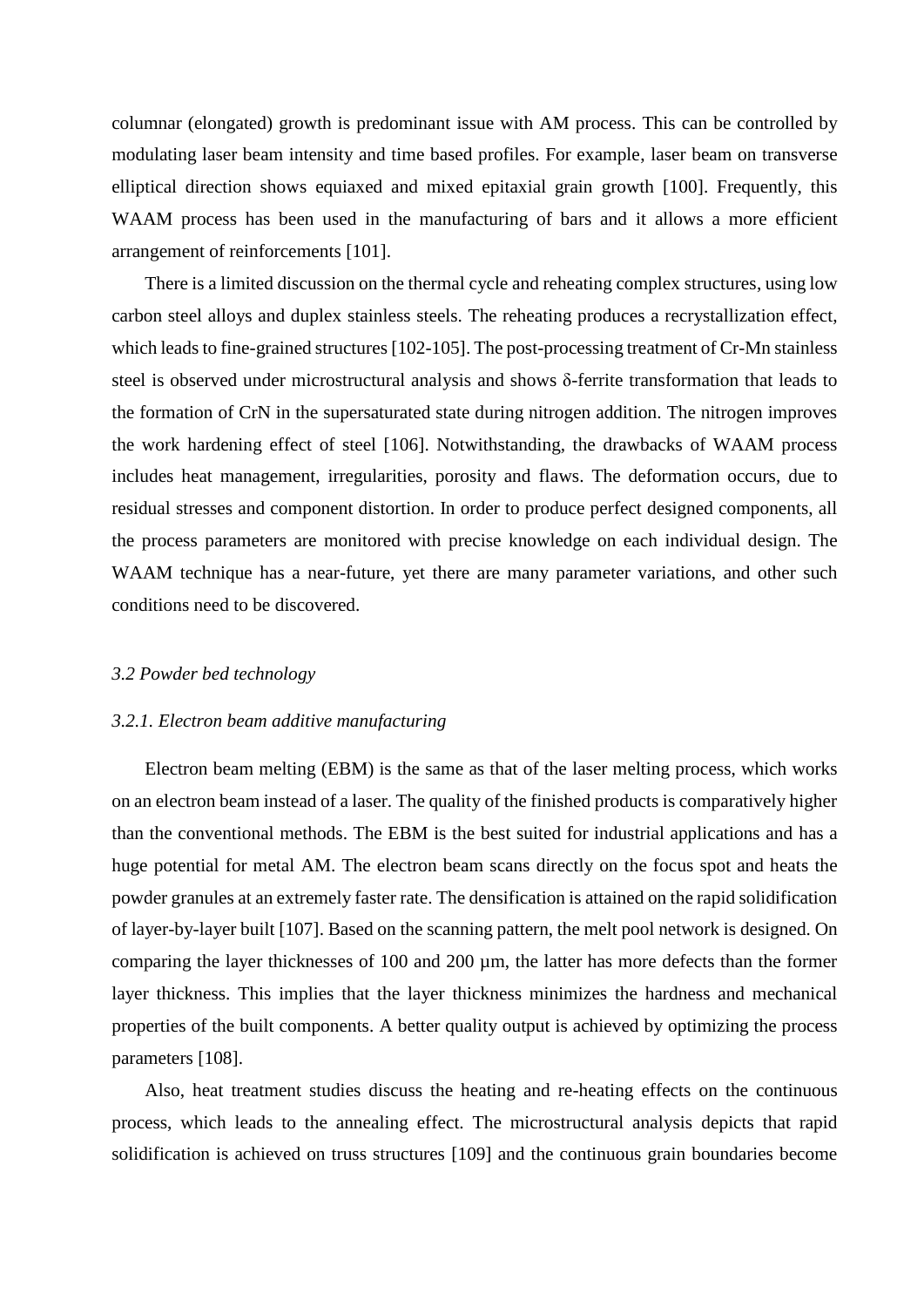columnar (elongated) growth is predominant issue with AM process. This can be controlled by modulating laser beam intensity and time based profiles. For example, laser beam on transverse elliptical direction shows equiaxed and mixed epitaxial grain growth [100]. Frequently, this WAAM process has been used in the manufacturing of bars and it allows a more efficient arrangement of reinforcements [101].

There is a limited discussion on the thermal cycle and reheating complex structures, using low carbon steel alloys and duplex stainless steels. The reheating produces a recrystallization effect, which leads to fine-grained structures [102-105]. The post-processing treatment of Cr-Mn stainless steel is observed under microstructural analysis and shows δ-ferrite transformation that leads to the formation of CrN in the supersaturated state during nitrogen addition. The nitrogen improves the work hardening effect of steel [106]. Notwithstanding, the drawbacks of WAAM process includes heat management, irregularities, porosity and flaws. The deformation occurs, due to residual stresses and component distortion. In order to produce perfect designed components, all the process parameters are monitored with precise knowledge on each individual design. The WAAM technique has a near-future, yet there are many parameter variations, and other such conditions need to be discovered.

### *3.2 Powder bed technology*

#### *3.2.1. Electron beam additive manufacturing*

Electron beam melting (EBM) is the same as that of the laser melting process, which works on an electron beam instead of a laser. The quality of the finished products is comparatively higher than the conventional methods. The EBM is the best suited for industrial applications and has a huge potential for metal AM. The electron beam scans directly on the focus spot and heats the powder granules at an extremely faster rate. The densification is attained on the rapid solidification of layer-by-layer built [107]. Based on the scanning pattern, the melt pool network is designed. On comparing the layer thicknesses of 100 and 200 µm, the latter has more defects than the former layer thickness. This implies that the layer thickness minimizes the hardness and mechanical properties of the built components. A better quality output is achieved by optimizing the process parameters [108].

Also, heat treatment studies discuss the heating and re-heating effects on the continuous process, which leads to the annealing effect. The microstructural analysis depicts that rapid solidification is achieved on truss structures [109] and the continuous grain boundaries become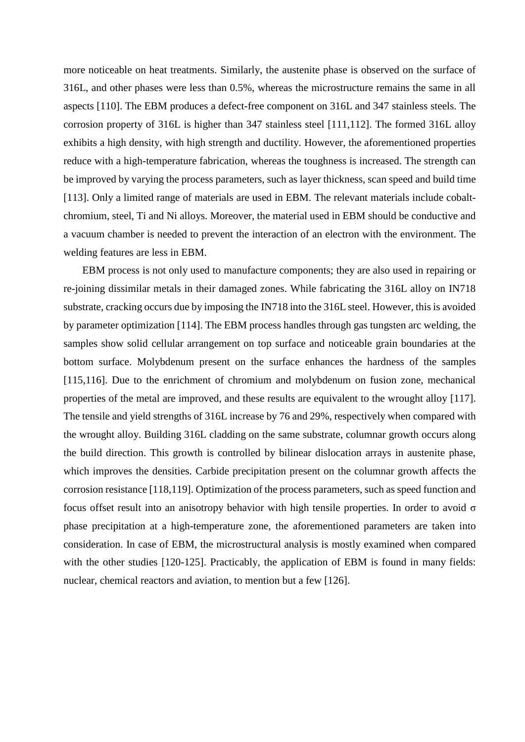more noticeable on heat treatments. Similarly, the austenite phase is observed on the surface of 316L, and other phases were less than 0.5%, whereas the microstructure remains the same in all aspects [110]. The EBM produces a defect-free component on 316L and 347 stainless steels. The corrosion property of 316L is higher than 347 stainless steel [111,112]. The formed 316L alloy exhibits a high density, with high strength and ductility. However, the aforementioned properties reduce with a high-temperature fabrication, whereas the toughness is increased. The strength can be improved by varying the process parameters, such as layer thickness, scan speed and build time [113]. Only a limited range of materials are used in EBM. The relevant materials include cobalt-chromium, steel, Ti and Ni alloys. Moreover, the material used in EBM should be conductive and a vacuum chamber is needed to prevent the interaction of an electron with the environment. The welding features are less in EBM.

EBM process is not only used to manufacture components; they are also used in repairing or re-joining dissimilar metals in their damaged zones. While fabricating the 316L alloy on IN718 substrate, cracking occurs due by imposing the IN718 into the 316L steel. However, this is avoided by parameter optimization [114]. The EBM process handles through gas tungsten arc welding, the samples show solid cellular arrangement on top surface and noticeable grain boundaries at the bottom surface. Molybdenum present on the surface enhances the hardness of the samples [115,116]. Due to the enrichment of chromium and molybdenum on fusion zone, mechanical properties of the metal are improved, and these results are equivalent to the wrought alloy [117]. The tensile and yield strengths of 316L increase by 76 and 29%, respectively when compared with the wrought alloy. Building 316L cladding on the same substrate, columnar growth occurs along the build direction. This growth is controlled by bilinear dislocation arrays in austenite phase, which improves the densities. Carbide precipitation present on the columnar growth affects the corrosion resistance [118,119]. Optimization of the process parameters, such as speed function and focus offset result into an anisotropy behavior with high tensile properties. In order to avoid σ phase precipitation at a high-temperature zone, the aforementioned parameters are taken into consideration. In case of EBM, the microstructural analysis is mostly examined when compared with the other studies [120-125]. Practicably, the application of EBM is found in many fields: nuclear, chemical reactors and aviation, to mention but a few [126].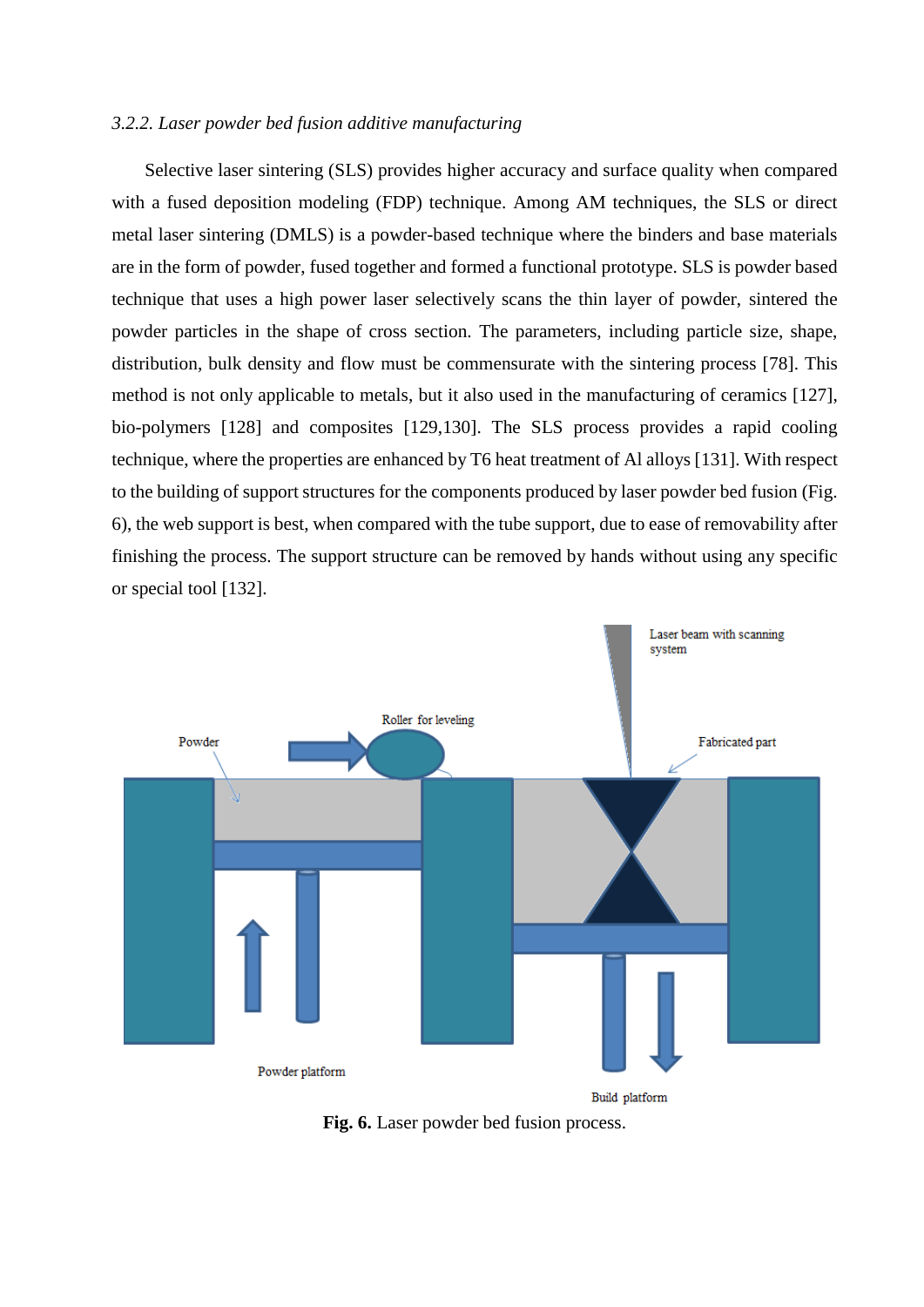### *3.2.2. Laser powder bed fusion additive manufacturing*

Selective laser sintering (SLS) provides higher accuracy and surface quality when compared with a fused deposition modeling (FDP) technique. Among AM techniques, the SLS or direct metal laser sintering (DMLS) is a powder-based technique where the binders and base materials are in the form of powder, fused together and formed a functional prototype. SLS is powder based technique that uses a high power laser selectively scans the thin layer of powder, sintered the powder particles in the shape of cross section. The parameters, including particle size, shape, distribution, bulk density and flow must be commensurate with the sintering process [78]. This method is not only applicable to metals, but it also used in the manufacturing of ceramics [127], bio-polymers [128] and composites [129,130]. The SLS process provides a rapid cooling technique, where the properties are enhanced by T6 heat treatment of Al alloys [131]. With respect to the building of support structures for the components produced by laser powder bed fusion (Fig. 6), the web support is best, when compared with the tube support, due to ease of removability after finishing the process. The support structure can be removed by hands without using any specific or special tool [132].

**Fig. 6.** Laser powder bed fusion process.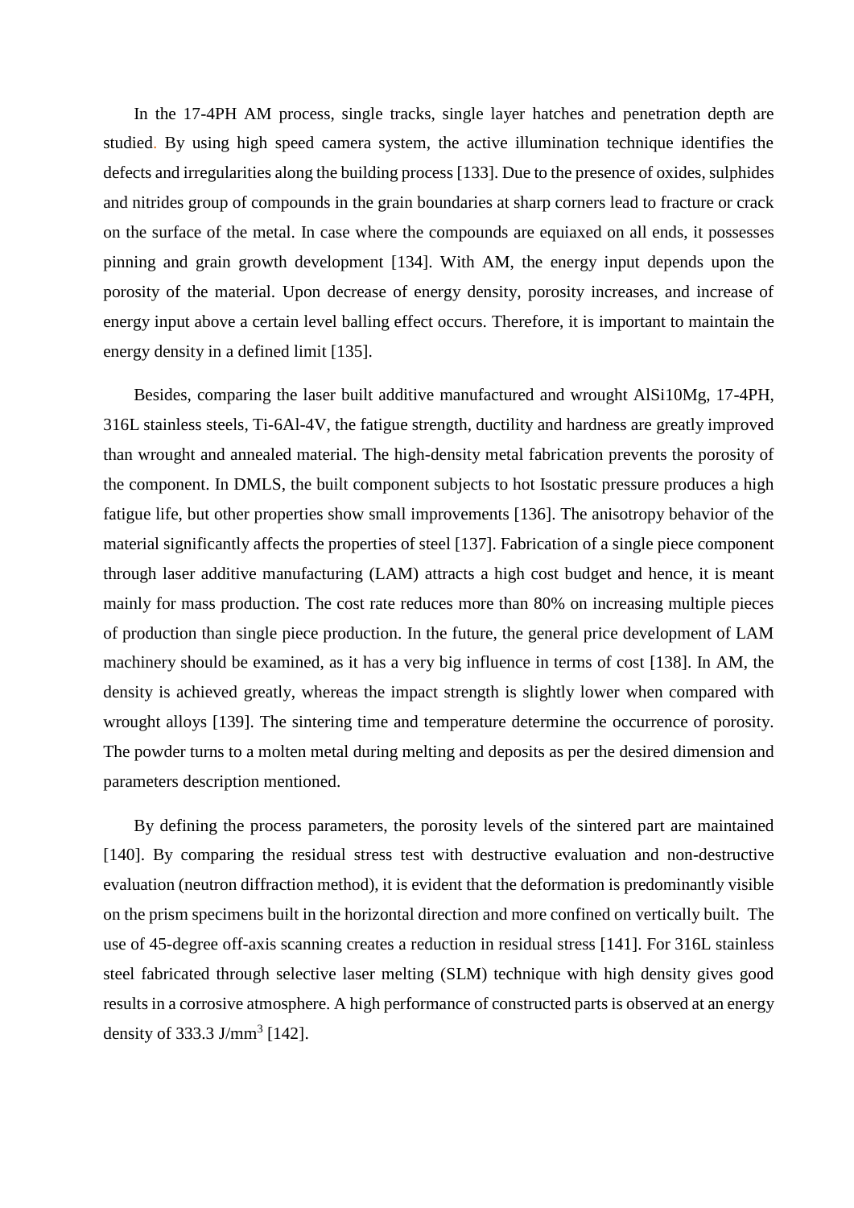In the 17-4PH AM process, single tracks, single layer hatches and penetration depth are studied. By using high speed camera system, the active illumination technique identifies the defects and irregularities along the building process [133]. Due to the presence of oxides, sulphides and nitrides group of compounds in the grain boundaries at sharp corners lead to fracture or crack on the surface of the metal. In case where the compounds are equiaxed on all ends, it possesses pinning and grain growth development [134]. With AM, the energy input depends upon the porosity of the material. Upon decrease of energy density, porosity increases, and increase of energy input above a certain level balling effect occurs. Therefore, it is important to maintain the energy density in a defined limit [135].

Besides, comparing the laser built additive manufactured and wrought AlSi10Mg, 17-4PH, 316L stainless steels, Ti-6Al-4V, the fatigue strength, ductility and hardness are greatly improved than wrought and annealed material. The high-density metal fabrication prevents the porosity of the component. In DMLS, the built component subjects to hot Isostatic pressure produces a high fatigue life, but other properties show small improvements [136]. The anisotropy behavior of the material significantly affects the properties of steel [137]. Fabrication of a single piece component through laser additive manufacturing (LAM) attracts a high cost budget and hence, it is meant mainly for mass production. The cost rate reduces more than 80% on increasing multiple pieces of production than single piece production. In the future, the general price development of LAM machinery should be examined, as it has a very big influence in terms of cost [138]. In AM, the density is achieved greatly, whereas the impact strength is slightly lower when compared with wrought alloys [139]. The sintering time and temperature determine the occurrence of porosity. The powder turns to a molten metal during melting and deposits as per the desired dimension and parameters description mentioned.

By defining the process parameters, the porosity levels of the sintered part are maintained [140]. By comparing the residual stress test with destructive evaluation and non-destructive evaluation (neutron diffraction method), it is evident that the deformation is predominantly visible on the prism specimens built in the horizontal direction and more confined on vertically built. The use of 45-degree off-axis scanning creates a reduction in residual stress [141]. For 316L stainless steel fabricated through selective laser melting (SLM) technique with high density gives good results in a corrosive atmosphere. A high performance of constructed parts is observed at an energy density of 333.3 J/mm$^3$ [142].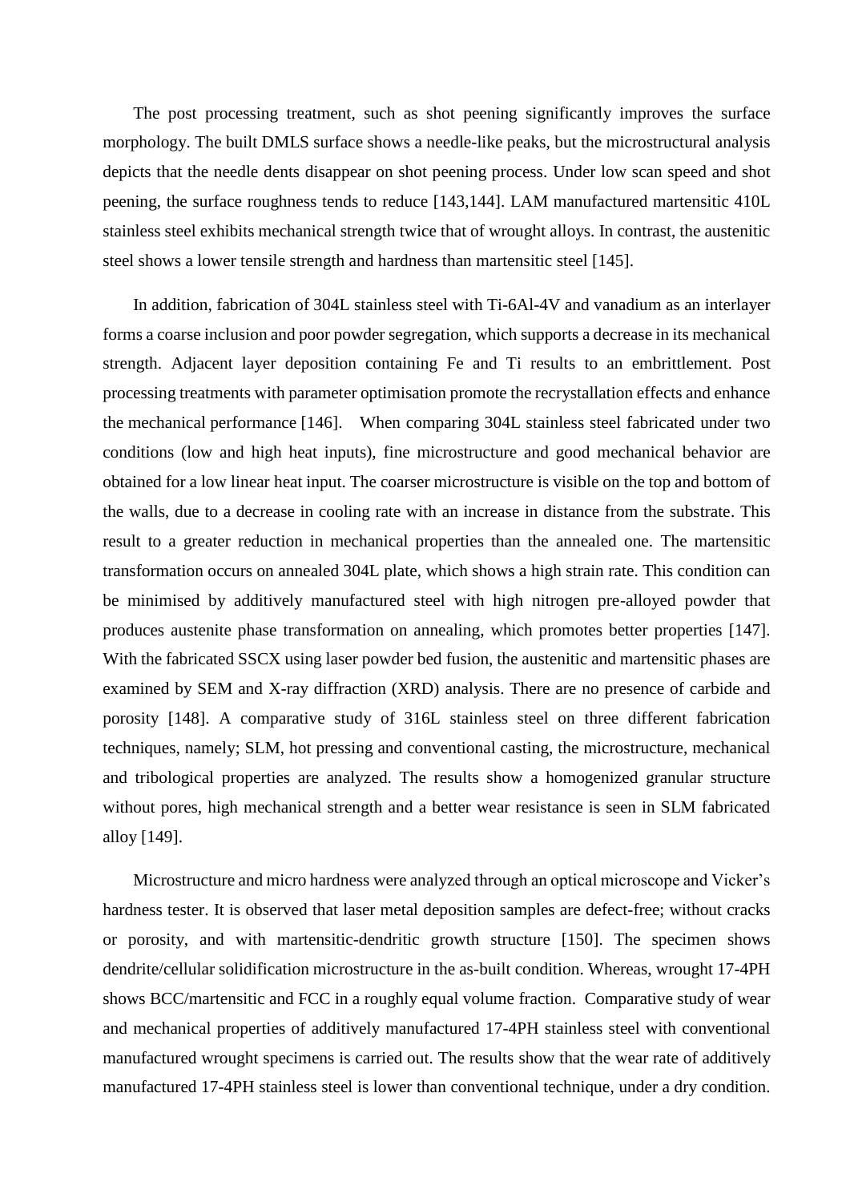The post processing treatment, such as shot peening significantly improves the surface morphology. The built DMLS surface shows a needle-like peaks, but the microstructural analysis depicts that the needle dents disappear on shot peening process. Under low scan speed and shot peening, the surface roughness tends to reduce [143,144]. LAM manufactured martensitic 410L stainless steel exhibits mechanical strength twice that of wrought alloys. In contrast, the austenitic steel shows a lower tensile strength and hardness than martensitic steel [145].

In addition, fabrication of 304L stainless steel with Ti-6Al-4V and vanadium as an interlayer forms a coarse inclusion and poor powder segregation, which supports a decrease in its mechanical strength. Adjacent layer deposition containing Fe and Ti results to an embrittlement. Post processing treatments with parameter optimisation promote the recrystallation effects and enhance the mechanical performance [146]. When comparing 304L stainless steel fabricated under two conditions (low and high heat inputs), fine microstructure and good mechanical behavior are obtained for a low linear heat input. The coarser microstructure is visible on the top and bottom of the walls, due to a decrease in cooling rate with an increase in distance from the substrate. This result to a greater reduction in mechanical properties than the annealed one. The martensitic transformation occurs on annealed 304L plate, which shows a high strain rate. This condition can be minimised by additively manufactured steel with high nitrogen pre-alloyed powder that produces austenite phase transformation on annealing, which promotes better properties [147]. With the fabricated SSCX using laser powder bed fusion, the austenitic and martensitic phases are examined by SEM and X-ray diffraction (XRD) analysis. There are no presence of carbide and porosity [148]. A comparative study of 316L stainless steel on three different fabrication techniques, namely; SLM, hot pressing and conventional casting, the microstructure, mechanical and tribological properties are analyzed. The results show a homogenized granular structure without pores, high mechanical strength and a better wear resistance is seen in SLM fabricated alloy [149].

Microstructure and micro hardness were analyzed through an optical microscope and Vicker's hardness tester. It is observed that laser metal deposition samples are defect-free; without cracks or porosity, and with martensitic-dendritic growth structure [150]. The specimen shows dendrite/cellular solidification microstructure in the as-built condition. Whereas, wrought 17-4PH shows BCC/martensitic and FCC in a roughly equal volume fraction. Comparative study of wear and mechanical properties of additively manufactured 17-4PH stainless steel with conventional manufactured wrought specimens is carried out. The results show that the wear rate of additively manufactured 17-4PH stainless steel is lower than conventional technique, under a dry condition.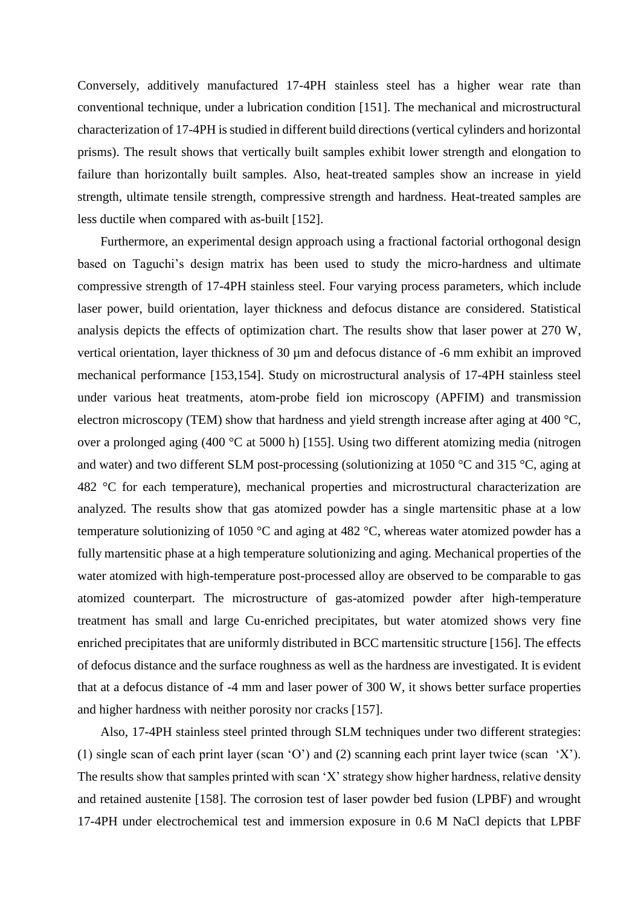Conversely, additively manufactured 17-4PH stainless steel has a higher wear rate than conventional technique, under a lubrication condition [151]. The mechanical and microstructural characterization of 17-4PH is studied in different build directions (vertical cylinders and horizontal prisms). The result shows that vertically built samples exhibit lower strength and elongation to failure than horizontally built samples. Also, heat-treated samples show an increase in yield strength, ultimate tensile strength, compressive strength and hardness. Heat-treated samples are less ductile when compared with as-built [152].

Furthermore, an experimental design approach using a fractional factorial orthogonal design based on Taguchi's design matrix has been used to study the micro-hardness and ultimate compressive strength of 17-4PH stainless steel. Four varying process parameters, which include laser power, build orientation, layer thickness and defocus distance are considered. Statistical analysis depicts the effects of optimization chart. The results show that laser power at 270 W, vertical orientation, layer thickness of 30 µm and defocus distance of -6 mm exhibit an improved mechanical performance [153,154]. Study on microstructural analysis of 17-4PH stainless steel under various heat treatments, atom-probe field ion microscopy (APFIM) and transmission electron microscopy (TEM) show that hardness and yield strength increase after aging at 400 °C, over a prolonged aging (400 °C at 5000 h) [155]. Using two different atomizing media (nitrogen and water) and two different SLM post-processing (solutionizing at 1050 °C and 315 °C, aging at 482 °C for each temperature), mechanical properties and microstructural characterization are analyzed. The results show that gas atomized powder has a single martensitic phase at a low temperature solutionizing of 1050 °C and aging at 482 °C, whereas water atomized powder has a fully martensitic phase at a high temperature solutionizing and aging. Mechanical properties of the water atomized with high-temperature post-processed alloy are observed to be comparable to gas atomized counterpart. The microstructure of gas-atomized powder after high-temperature treatment has small and large Cu-enriched precipitates, but water atomized shows very fine enriched precipitates that are uniformly distributed in BCC martensitic structure [156]. The effects of defocus distance and the surface roughness as well as the hardness are investigated. It is evident that at a defocus distance of -4 mm and laser power of 300 W, it shows better surface properties and higher hardness with neither porosity nor cracks [157].

Also, 17-4PH stainless steel printed through SLM techniques under two different strategies: (1) single scan of each print layer (scan 'O') and (2) scanning each print layer twice (scan 'X'). The results show that samples printed with scan 'X' strategy show higher hardness, relative density and retained austenite [158]. The corrosion test of laser powder bed fusion (LPBF) and wrought 17-4PH under electrochemical test and immersion exposure in 0.6 M NaCl depicts that LPBF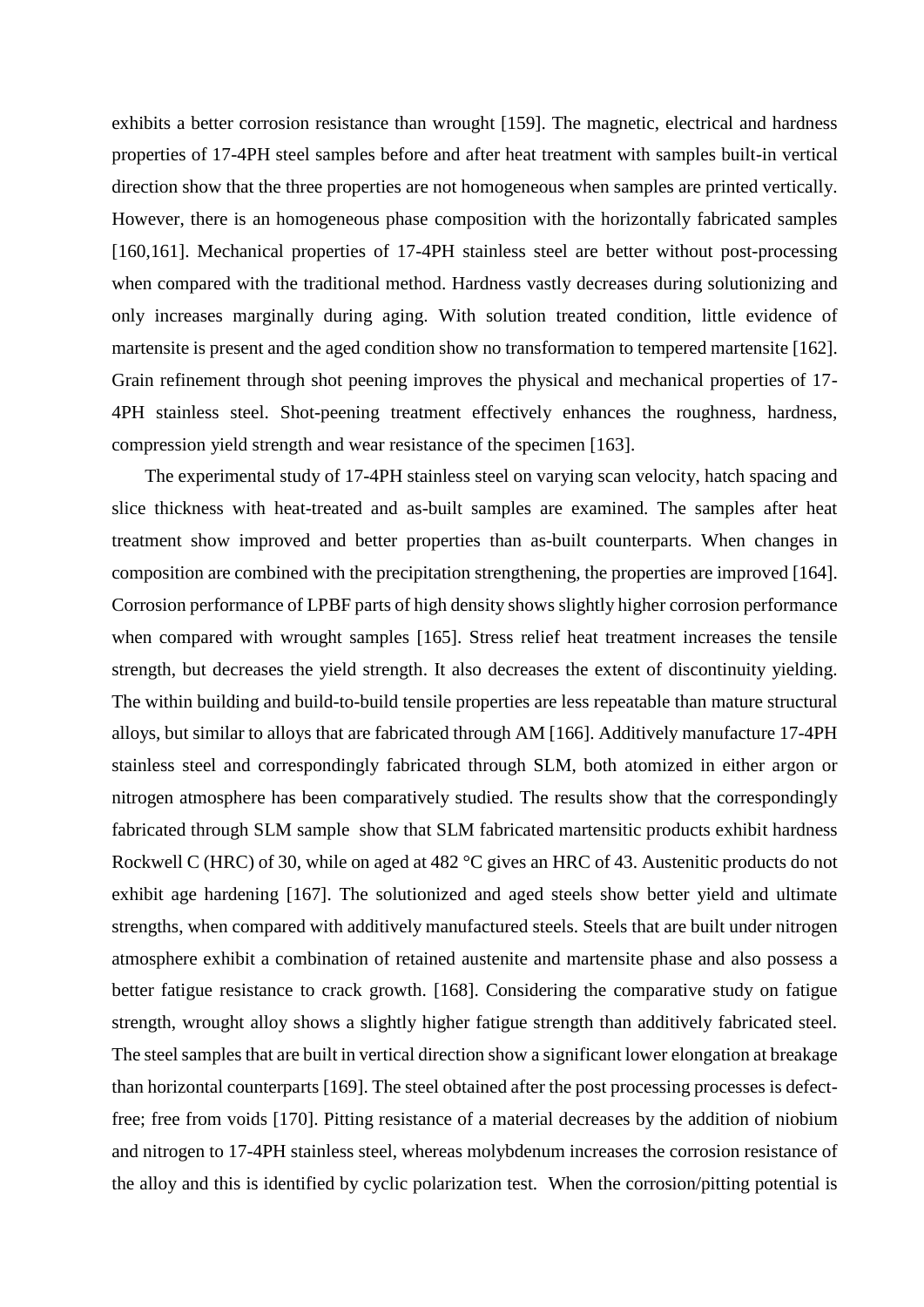exhibits a better corrosion resistance than wrought [159]. The magnetic, electrical and hardness properties of 17-4PH steel samples before and after heat treatment with samples built-in vertical direction show that the three properties are not homogeneous when samples are printed vertically. However, there is an homogeneous phase composition with the horizontally fabricated samples [160,161]. Mechanical properties of 17-4PH stainless steel are better without post-processing when compared with the traditional method. Hardness vastly decreases during solutionizing and only increases marginally during aging. With solution treated condition, little evidence of martensite is present and the aged condition show no transformation to tempered martensite [162]. Grain refinement through shot peening improves the physical and mechanical properties of 17-4PH stainless steel. Shot-peening treatment effectively enhances the roughness, hardness, compression yield strength and wear resistance of the specimen [163].

The experimental study of 17-4PH stainless steel on varying scan velocity, hatch spacing and slice thickness with heat-treated and as-built samples are examined. The samples after heat treatment show improved and better properties than as-built counterparts. When changes in composition are combined with the precipitation strengthening, the properties are improved [164]. Corrosion performance of LPBF parts of high density shows slightly higher corrosion performance when compared with wrought samples [165]. Stress relief heat treatment increases the tensile strength, but decreases the yield strength. It also decreases the extent of discontinuity yielding. The within building and build-to-build tensile properties are less repeatable than mature structural alloys, but similar to alloys that are fabricated through AM [166]. Additively manufacture 17-4PH stainless steel and correspondingly fabricated through SLM, both atomized in either argon or nitrogen atmosphere has been comparatively studied. The results show that the correspondingly fabricated through SLM sample show that SLM fabricated martensitic products exhibit hardness Rockwell C (HRC) of 30, while on aged at 482 °C gives an HRC of 43. Austenitic products do not exhibit age hardening [167]. The solutionized and aged steels show better yield and ultimate strengths, when compared with additively manufactured steels. Steels that are built under nitrogen atmosphere exhibit a combination of retained austenite and martensite phase and also possess a better fatigue resistance to crack growth. [168]. Considering the comparative study on fatigue strength, wrought alloy shows a slightly higher fatigue strength than additively fabricated steel. The steel samples that are built in vertical direction show a significant lower elongation at breakage than horizontal counterparts [169]. The steel obtained after the post processing processes is defect-free; free from voids [170]. Pitting resistance of a material decreases by the addition of niobium and nitrogen to 17-4PH stainless steel, whereas molybdenum increases the corrosion resistance of the alloy and this is identified by cyclic polarization test. When the corrosion/pitting potential is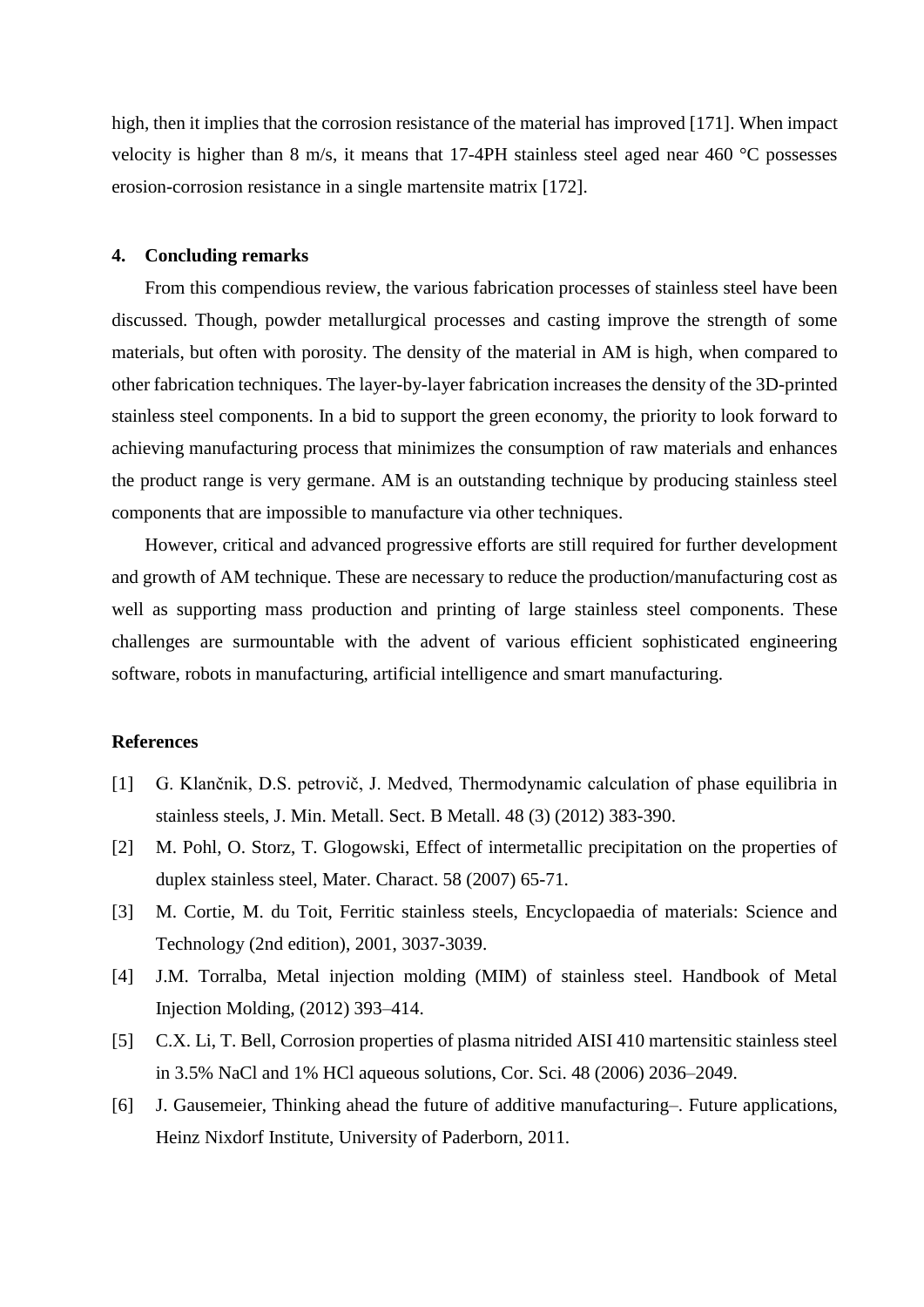high, then it implies that the corrosion resistance of the material has improved [171]. When impact velocity is higher than 8 m/s, it means that 17-4PH stainless steel aged near 460 °C possesses erosion-corrosion resistance in a single martensite matrix [172].

## 4. Concluding remarks

From this compendious review, the various fabrication processes of stainless steel have been discussed. Though, powder metallurgical processes and casting improve the strength of some materials, but often with porosity. The density of the material in AM is high, when compared to other fabrication techniques. The layer-by-layer fabrication increases the density of the 3D-printed stainless steel components. In a bid to support the green economy, the priority to look forward to achieving manufacturing process that minimizes the consumption of raw materials and enhances the product range is very germane. AM is an outstanding technique by producing stainless steel components that are impossible to manufacture via other techniques.

However, critical and advanced progressive efforts are still required for further development and growth of AM technique. These are necessary to reduce the production/manufacturing cost as well as supporting mass production and printing of large stainless steel components. These challenges are surmountable with the advent of various efficient sophisticated engineering software, robots in manufacturing, artificial intelligence and smart manufacturing.

## References

[1] G. Klančnik, D.S. petrovič, J. Medved, Thermodynamic calculation of phase equilibria in stainless steels, J. Min. Metall. Sect. B Metall. 48 (3) (2012) 383-390.

[2] M. Pohl, O. Storz, T. Glogowski, Effect of intermetallic precipitation on the properties of duplex stainless steel, Mater. Charact. 58 (2007) 65-71.

[3] M. Cortie, M. du Toit, Ferritic stainless steels, Encyclopaedia of materials: Science and Technology (2nd edition), 2001, 3037-3039.

[4] J.M. Torralba, Metal injection molding (MIM) of stainless steel. Handbook of Metal Injection Molding, (2012) 393–414.

[5] C.X. Li, T. Bell, Corrosion properties of plasma nitrided AISI 410 martensitic stainless steel in 3.5% NaCl and 1% HCl aqueous solutions, Cor. Sci. 48 (2006) 2036–2049.

[6] J. Gausemeier, Thinking ahead the future of additive manufacturing–. Future applications, Heinz Nixdorf Institute, University of Paderborn, 2011.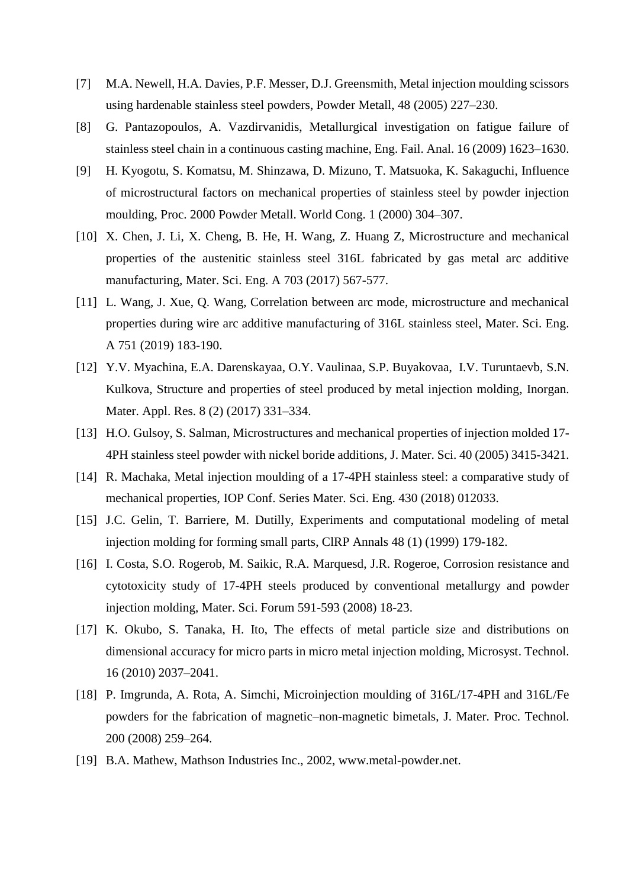[7] M.A. Newell, H.A. Davies, P.F. Messer, D.J. Greensmith, Metal injection moulding scissors using hardenable stainless steel powders, Powder Metall, 48 (2005) 227–230.

[8] G. Pantazopoulos, A. Vazdirvanidis, Metallurgical investigation on fatigue failure of stainless steel chain in a continuous casting machine, Eng. Fail. Anal. 16 (2009) 1623–1630.

[9] H. Kyogotu, S. Komatsu, M. Shinzawa, D. Mizuno, T. Matsuoka, K. Sakaguchi, Influence of microstructural factors on mechanical properties of stainless steel by powder injection moulding, Proc. 2000 Powder Metall. World Cong. 1 (2000) 304–307.

[10] X. Chen, J. Li, X. Cheng, B. He, H. Wang, Z. Huang Z, Microstructure and mechanical properties of the austenitic stainless steel 316L fabricated by gas metal arc additive manufacturing, Mater. Sci. Eng. A 703 (2017) 567-577.

[11] L. Wang, J. Xue, Q. Wang, Correlation between arc mode, microstructure and mechanical properties during wire arc additive manufacturing of 316L stainless steel, Mater. Sci. Eng. A 751 (2019) 183-190.

[12] Y.V. Myachina, E.A. Darenskayaa, O.Y. Vaulinaa, S.P. Buyakovaa, I.V. Turuntaevb, S.N. Kulkova, Structure and properties of steel produced by metal injection molding, Inorgan. Mater. Appl. Res. 8 (2) (2017) 331–334.

[13] H.O. Gulsoy, S. Salman, Microstructures and mechanical properties of injection molded 17-4PH stainless steel powder with nickel boride additions, J. Mater. Sci. 40 (2005) 3415-3421.

[14] R. Machaka, Metal injection moulding of a 17-4PH stainless steel: a comparative study of mechanical properties, IOP Conf. Series Mater. Sci. Eng. 430 (2018) 012033.

[15] J.C. Gelin, T. Barriere, M. Dutilly, Experiments and computational modeling of metal injection molding for forming small parts, ClRP Annals 48 (1) (1999) 179-182.

[16] I. Costa, S.O. Rogerob, M. Saikic, R.A. Marquesd, J.R. Rogeroe, Corrosion resistance and cytotoxicity study of 17-4PH steels produced by conventional metallurgy and powder injection molding, Mater. Sci. Forum 591-593 (2008) 18-23.

[17] K. Okubo, S. Tanaka, H. Ito, The effects of metal particle size and distributions on dimensional accuracy for micro parts in micro metal injection molding, Microsyst. Technol. 16 (2010) 2037–2041.

[18] P. Imgrunda, A. Rota, A. Simchi, Microinjection moulding of 316L/17-4PH and 316L/Fe powders for the fabrication of magnetic–non-magnetic bimetals, J. Mater. Proc. Technol. 200 (2008) 259–264.

[19] B.A. Mathew, Mathson Industries Inc., 2002, www.metal-powder.net.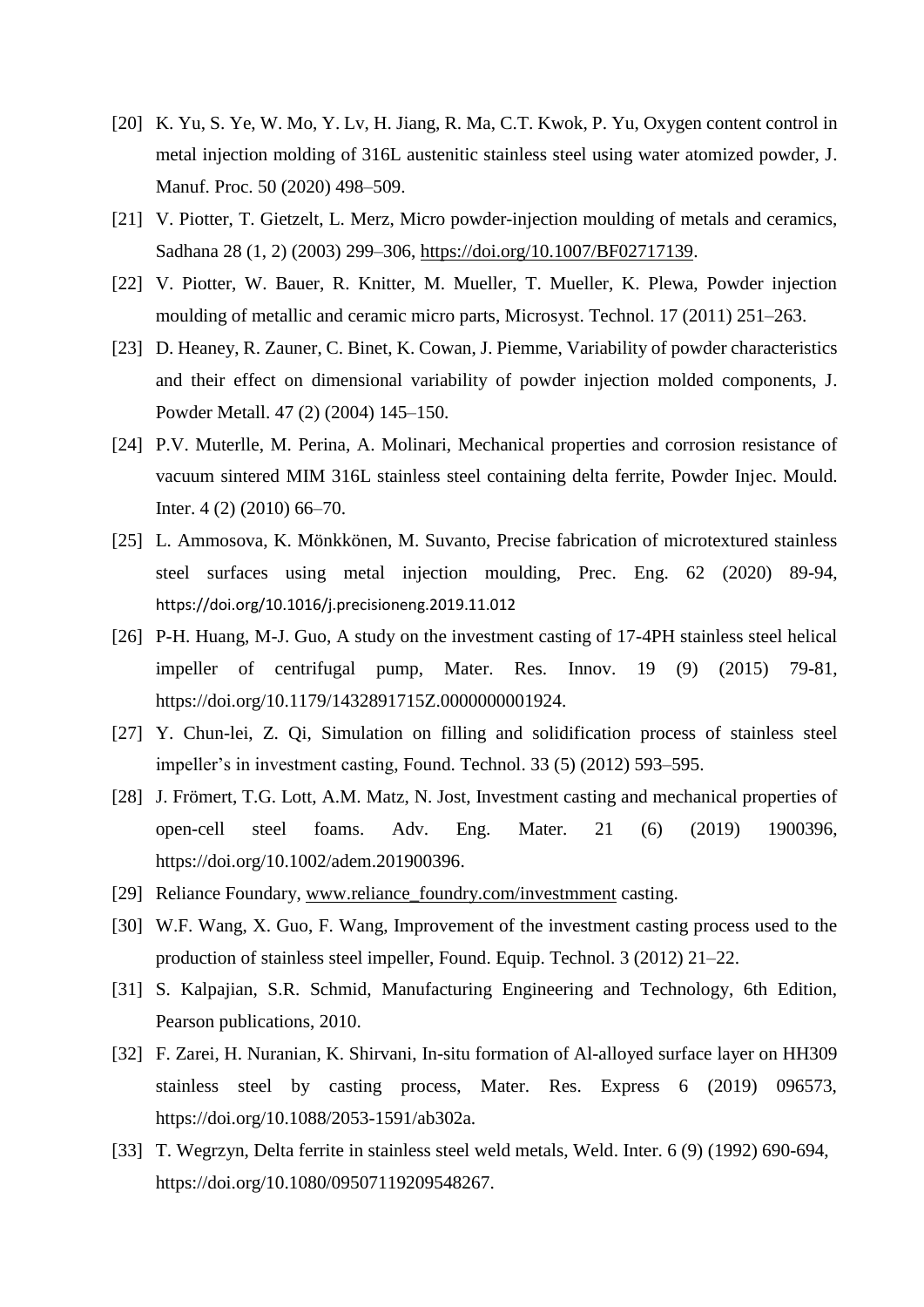[20] K. Yu, S. Ye, W. Mo, Y. Lv, H. Jiang, R. Ma, C.T. Kwok, P. Yu, Oxygen content control in metal injection molding of 316L austenitic stainless steel using water atomized powder, J. Manuf. Proc. 50 (2020) 498–509.

[21] V. Piotter, T. Gietzelt, L. Merz, Micro powder-injection moulding of metals and ceramics, Sadhana 28 (1, 2) (2003) 299–306, https://doi.org/10.1007/BF02717139.

[22] V. Piotter, W. Bauer, R. Knitter, M. Mueller, T. Mueller, K. Plewa, Powder injection moulding of metallic and ceramic micro parts, Microsyst. Technol. 17 (2011) 251–263.

[23] D. Heaney, R. Zauner, C. Binet, K. Cowan, J. Piemme, Variability of powder characteristics and their effect on dimensional variability of powder injection molded components, J. Powder Metall. 47 (2) (2004) 145–150.

[24] P.V. Muterlle, M. Perina, A. Molinari, Mechanical properties and corrosion resistance of vacuum sintered MIM 316L stainless steel containing delta ferrite, Powder Injec. Mould. Inter. 4 (2) (2010) 66–70.

[25] L. Ammosova, K. Mönkkönen, M. Suvanto, Precise fabrication of microtextured stainless steel surfaces using metal injection moulding, Prec. Eng. 62 (2020) 89-94, https://doi.org/10.1016/j.precisioneng.2019.11.012

[26] P-H. Huang, M-J. Guo, A study on the investment casting of 17-4PH stainless steel helical impeller of centrifugal pump, Mater. Res. Innov. 19 (9) (2015) 79-81, https://doi.org/10.1179/1432891715Z.0000000001924.

[27] Y. Chun-lei, Z. Qi, Simulation on filling and solidification process of stainless steel impeller's in investment casting, Found. Technol. 33 (5) (2012) 593–595.

[28] J. Frömert, T.G. Lott, A.M. Matz, N. Jost, Investment casting and mechanical properties of open-cell steel foams. Adv. Eng. Mater. 21 (6) (2019) 1900396, https://doi.org/10.1002/adem.201900396.

[29] Reliance Foundary, www.reliance_foundry.com/investmment casting.

[30] W.F. Wang, X. Guo, F. Wang, Improvement of the investment casting process used to the production of stainless steel impeller, Found. Equip. Technol. 3 (2012) 21–22.

[31] S. Kalpajian, S.R. Schmid, Manufacturing Engineering and Technology, 6th Edition, Pearson publications, 2010.

[32] F. Zarei, H. Nuranian, K. Shirvani, In-situ formation of Al-alloyed surface layer on HH309 stainless steel by casting process, Mater. Res. Express 6 (2019) 096573, https://doi.org/10.1088/2053-1591/ab302a.

[33] T. Wegrzyn, Delta ferrite in stainless steel weld metals, Weld. Inter. 6 (9) (1992) 690-694, https://doi.org/10.1080/09507119209548267.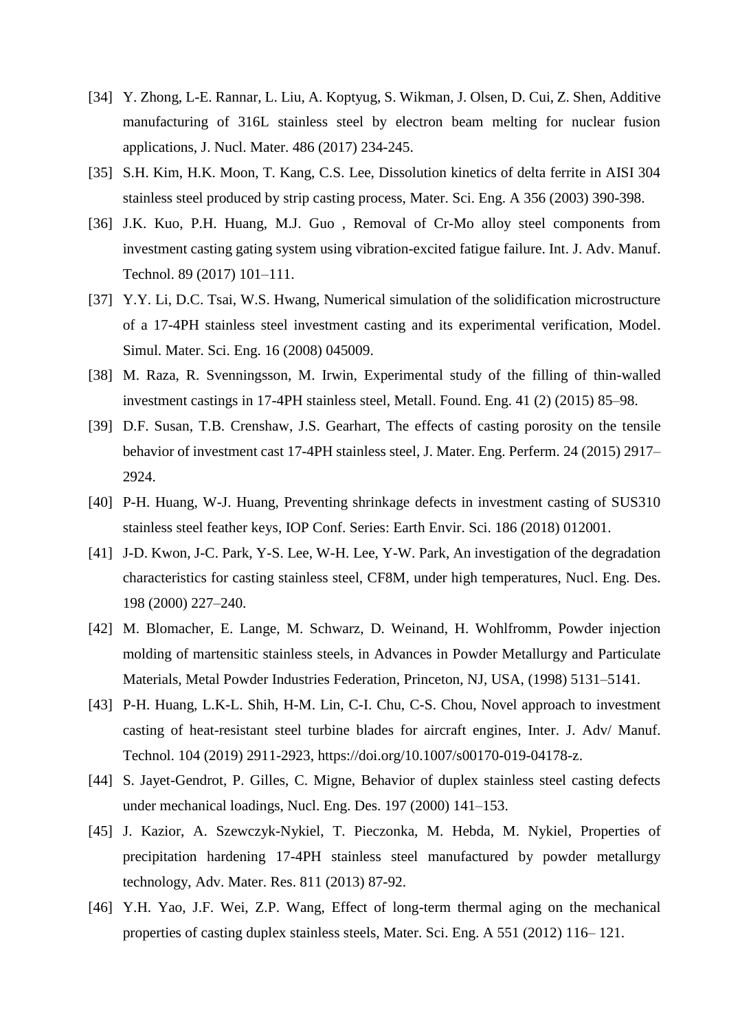[34] Y. Zhong, L-E. Rannar, L. Liu, A. Koptyug, S. Wikman, J. Olsen, D. Cui, Z. Shen, Additive manufacturing of 316L stainless steel by electron beam melting for nuclear fusion applications, J. Nucl. Mater. 486 (2017) 234-245.

[35] S.H. Kim, H.K. Moon, T. Kang, C.S. Lee, Dissolution kinetics of delta ferrite in AISI 304 stainless steel produced by strip casting process, Mater. Sci. Eng. A 356 (2003) 390-398.

[36] J.K. Kuo, P.H. Huang, M.J. Guo , Removal of Cr-Mo alloy steel components from investment casting gating system using vibration-excited fatigue failure. Int. J. Adv. Manuf. Technol. 89 (2017) 101–111.

[37] Y.Y. Li, D.C. Tsai, W.S. Hwang, Numerical simulation of the solidification microstructure of a 17-4PH stainless steel investment casting and its experimental verification, Model. Simul. Mater. Sci. Eng. 16 (2008) 045009.

[38] M. Raza, R. Svenningsson, M. Irwin, Experimental study of the filling of thin-walled investment castings in 17-4PH stainless steel, Metall. Found. Eng. 41 (2) (2015) 85–98.

[39] D.F. Susan, T.B. Crenshaw, J.S. Gearhart, The effects of casting porosity on the tensile behavior of investment cast 17-4PH stainless steel, J. Mater. Eng. Perferm. 24 (2015) 2917–2924.

[40] P-H. Huang, W-J. Huang, Preventing shrinkage defects in investment casting of SUS310 stainless steel feather keys, IOP Conf. Series: Earth Envir. Sci. 186 (2018) 012001.

[41] J-D. Kwon, J-C. Park, Y-S. Lee, W-H. Lee, Y-W. Park, An investigation of the degradation characteristics for casting stainless steel, CF8M, under high temperatures, Nucl. Eng. Des. 198 (2000) 227–240.

[42] M. Blomacher, E. Lange, M. Schwarz, D. Weinand, H. Wohlfromm, Powder injection molding of martensitic stainless steels, in Advances in Powder Metallurgy and Particulate Materials, Metal Powder Industries Federation, Princeton, NJ, USA, (1998) 5131–5141.

[43] P-H. Huang, L.K-L. Shih, H-M. Lin, C-I. Chu, C-S. Chou, Novel approach to investment casting of heat-resistant steel turbine blades for aircraft engines, Inter. J. Adv/ Manuf. Technol. 104 (2019) 2911-2923, https://doi.org/10.1007/s00170-019-04178-z.

[44] S. Jayet-Gendrot, P. Gilles, C. Migne, Behavior of duplex stainless steel casting defects under mechanical loadings, Nucl. Eng. Des. 197 (2000) 141–153.

[45] J. Kazior, A. Szewczyk-Nykiel, T. Pieczonka, M. Hebda, M. Nykiel, Properties of precipitation hardening 17-4PH stainless steel manufactured by powder metallurgy technology, Adv. Mater. Res. 811 (2013) 87-92.

[46] Y.H. Yao, J.F. Wei, Z.P. Wang, Effect of long-term thermal aging on the mechanical properties of casting duplex stainless steels, Mater. Sci. Eng. A 551 (2012) 116– 121.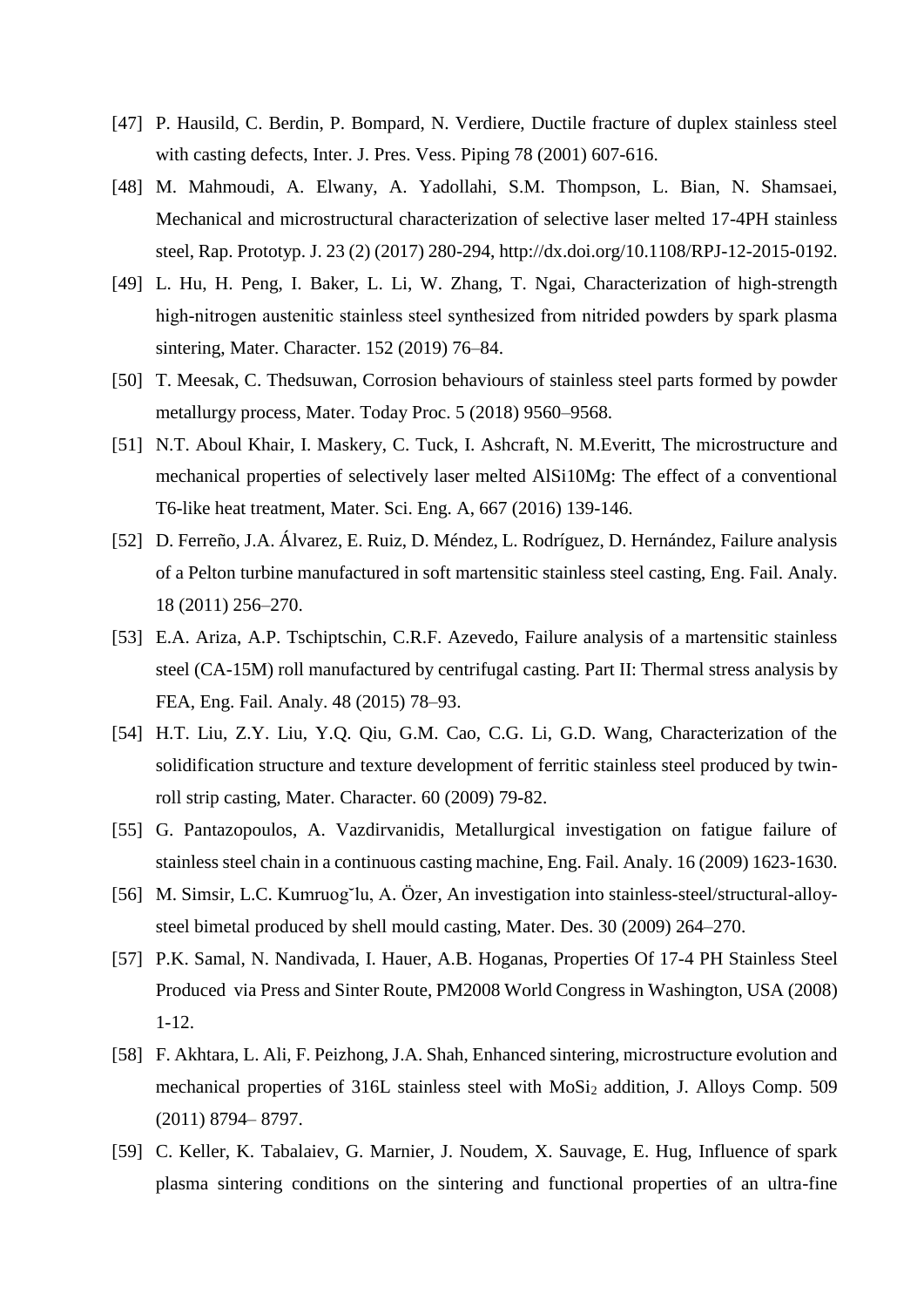[47] P. Hausild, C. Berdin, P. Bompard, N. Verdiere, Ductile fracture of duplex stainless steel with casting defects, Inter. J. Pres. Vess. Piping 78 (2001) 607-616.

[48] M. Mahmoudi, A. Elwany, A. Yadollahi, S.M. Thompson, L. Bian, N. Shamsaei, Mechanical and microstructural characterization of selective laser melted 17-4PH stainless steel, Rap. Prototyp. J. 23 (2) (2017) 280-294, http://dx.doi.org/10.1108/RPJ-12-2015-0192.

[49] L. Hu, H. Peng, I. Baker, L. Li, W. Zhang, T. Ngai, Characterization of high-strength high-nitrogen austenitic stainless steel synthesized from nitrided powders by spark plasma sintering, Mater. Character. 152 (2019) 76–84.

[50] T. Meesak, C. Thedsuwan, Corrosion behaviours of stainless steel parts formed by powder metallurgy process, Mater. Today Proc. 5 (2018) 9560–9568.

[51] N.T. Aboul Khair, I. Maskery, C. Tuck, I. Ashcraft, N. M.Everitt, The microstructure and mechanical properties of selectively laser melted AlSi10Mg: The effect of a conventional T6-like heat treatment, Mater. Sci. Eng. A, 667 (2016) 139-146.

[52] D. Ferreño, J.A. Álvarez, E. Ruiz, D. Méndez, L. Rodríguez, D. Hernández, Failure analysis of a Pelton turbine manufactured in soft martensitic stainless steel casting, Eng. Fail. Analy. 18 (2011) 256–270.

[53] E.A. Ariza, A.P. Tschiptschin, C.R.F. Azevedo, Failure analysis of a martensitic stainless steel (CA-15M) roll manufactured by centrifugal casting. Part II: Thermal stress analysis by FEA, Eng. Fail. Analy. 48 (2015) 78–93.

[54] H.T. Liu, Z.Y. Liu, Y.Q. Qiu, G.M. Cao, C.G. Li, G.D. Wang, Characterization of the solidification structure and texture development of ferritic stainless steel produced by twin-roll strip casting, Mater. Character. 60 (2009) 79-82.

[55] G. Pantazopoulos, A. Vazdirvanidis, Metallurgical investigation on fatigue failure of stainless steel chain in a continuous casting machine, Eng. Fail. Analy. 16 (2009) 1623-1630.

[56] M. Simsir, L.C. Kumruoğlu, A. Özer, An investigation into stainless-steel/structural-alloy-steel bimetal produced by shell mould casting, Mater. Des. 30 (2009) 264–270.

[57] P.K. Samal, N. Nandivada, I. Hauer, A.B. Hoganas, Properties Of 17-4 PH Stainless Steel Produced via Press and Sinter Route, PM2008 World Congress in Washington, USA (2008) 1-12.

[58] F. Akhtara, L. Ali, F. Peizhong, J.A. Shah, Enhanced sintering, microstructure evolution and mechanical properties of 316L stainless steel with $MoSi_2$ addition, J. Alloys Comp. 509 (2011) 8794– 8797.

[59] C. Keller, K. Tabalaiev, G. Marnier, J. Noudem, X. Sauvage, E. Hug, Influence of spark plasma sintering conditions on the sintering and functional properties of an ultra-fine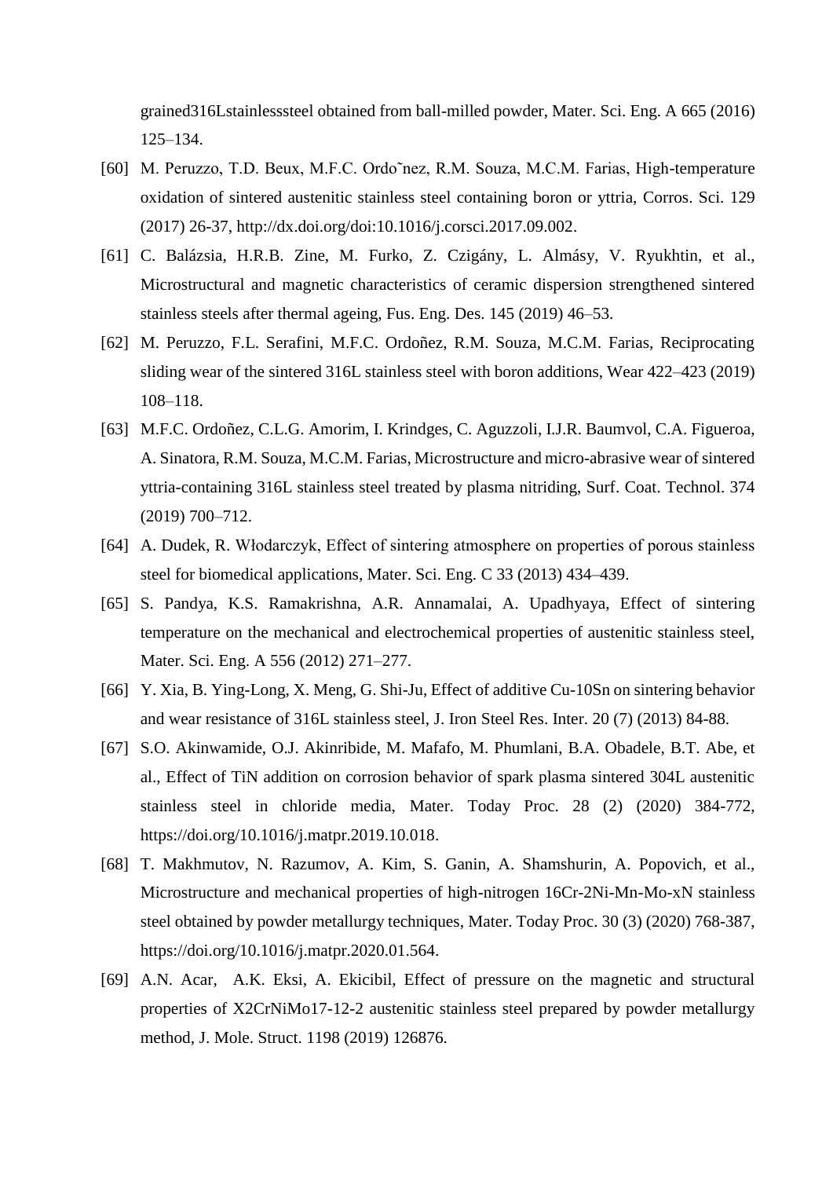grained316Lstainlesssteel obtained from ball-milled powder, Mater. Sci. Eng. A 665 (2016) 125–134.

[60] M. Peruzzo, T.D. Beux, M.F.C. Ordo˜nez, R.M. Souza, M.C.M. Farias, High-temperature oxidation of sintered austenitic stainless steel containing boron or yttria, Corros. Sci. 129 (2017) 26-37, http://dx.doi.org/doi:10.1016/j.corsci.2017.09.002.

[61] C. Balázsia, H.R.B. Zine, M. Furko, Z. Czigány, L. Almásy, V. Ryukhtin, et al., Microstructural and magnetic characteristics of ceramic dispersion strengthened sintered stainless steels after thermal ageing, Fus. Eng. Des. 145 (2019) 46–53.

[62] M. Peruzzo, F.L. Serafini, M.F.C. Ordoñez, R.M. Souza, M.C.M. Farias, Reciprocating sliding wear of the sintered 316L stainless steel with boron additions, Wear 422–423 (2019) 108–118.

[63] M.F.C. Ordoñez, C.L.G. Amorim, I. Krindges, C. Aguzzoli, I.J.R. Baumvol, C.A. Figueroa, A. Sinatora, R.M. Souza, M.C.M. Farias, Microstructure and micro-abrasive wear of sintered yttria-containing 316L stainless steel treated by plasma nitriding, Surf. Coat. Technol. 374 (2019) 700–712.

[64] A. Dudek, R. Włodarczyk, Effect of sintering atmosphere on properties of porous stainless steel for biomedical applications, Mater. Sci. Eng. C 33 (2013) 434–439.

[65] S. Pandya, K.S. Ramakrishna, A.R. Annamalai, A. Upadhyaya, Effect of sintering temperature on the mechanical and electrochemical properties of austenitic stainless steel, Mater. Sci. Eng. A 556 (2012) 271–277.

[66] Y. Xia, B. Ying-Long, X. Meng, G. Shi-Ju, Effect of additive Cu-10Sn on sintering behavior and wear resistance of 316L stainless steel, J. Iron Steel Res. Inter. 20 (7) (2013) 84-88.

[67] S.O. Akinwamide, O.J. Akinribide, M. Mafafo, M. Phumlani, B.A. Obadele, B.T. Abe, et al., Effect of TiN addition on corrosion behavior of spark plasma sintered 304L austenitic stainless steel in chloride media, Mater. Today Proc. 28 (2) (2020) 384-772, https://doi.org/10.1016/j.matpr.2019.10.018.

[68] T. Makhmutov, N. Razumov, A. Kim, S. Ganin, A. Shamshurin, A. Popovich, et al., Microstructure and mechanical properties of high-nitrogen 16Cr-2Ni-Mn-Mo-xN stainless steel obtained by powder metallurgy techniques, Mater. Today Proc. 30 (3) (2020) 768-387, https://doi.org/10.1016/j.matpr.2020.01.564.

[69] A.N. Acar, A.K. Eksi, A. Ekicibil, Effect of pressure on the magnetic and structural properties of X2CrNiMo17-12-2 austenitic stainless steel prepared by powder metallurgy method, J. Mole. Struct. 1198 (2019) 126876.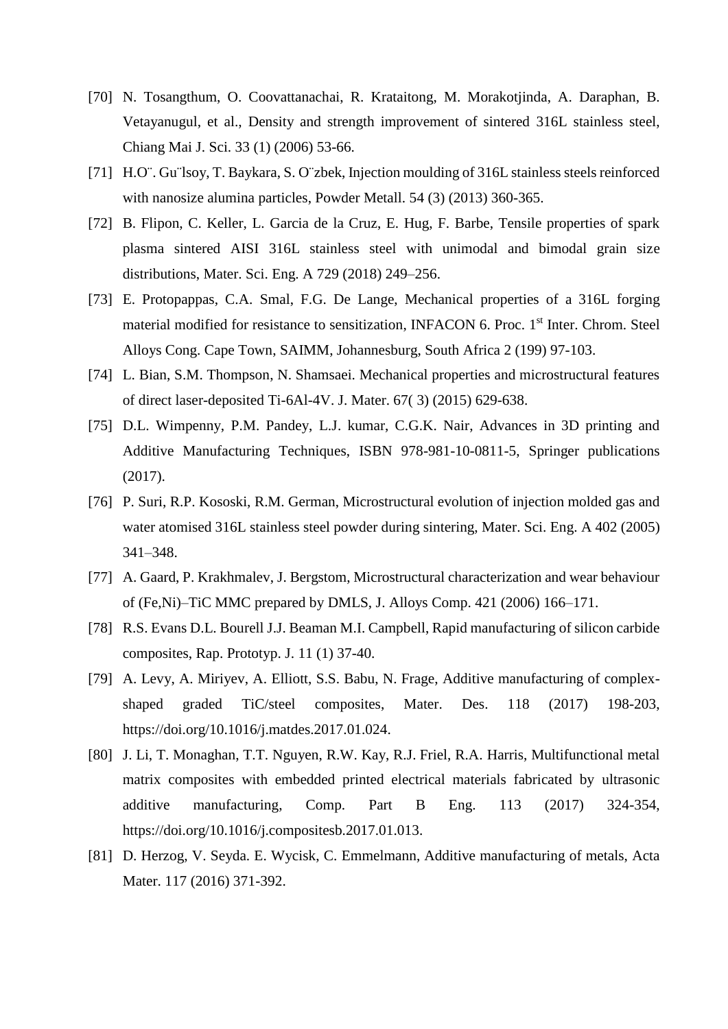[70] N. Tosangthum, O. Coovattanachai, R. Krataitong, M. Morakotjinda, A. Daraphan, B. Vetayanugul, et al., Density and strength improvement of sintered 316L stainless steel, Chiang Mai J. Sci. 33 (1) (2006) 53-66.

[71] H.O¨. Gu¨lsoy, T. Baykara, S. O¨zbek, Injection moulding of 316L stainless steels reinforced with nanosize alumina particles, Powder Metall. 54 (3) (2013) 360-365.

[72] B. Flipon, C. Keller, L. Garcia de la Cruz, E. Hug, F. Barbe, Tensile properties of spark plasma sintered AISI 316L stainless steel with unimodal and bimodal grain size distributions, Mater. Sci. Eng. A 729 (2018) 249–256.

[73] E. Protopappas, C.A. Smal, F.G. De Lange, Mechanical properties of a 316L forging material modified for resistance to sensitization, INFACON 6. Proc. 1st Inter. Chrom. Steel Alloys Cong. Cape Town, SAIMM, Johannesburg, South Africa 2 (199) 97-103.

[74] L. Bian, S.M. Thompson, N. Shamsaei. Mechanical properties and microstructural features of direct laser-deposited Ti-6Al-4V. J. Mater. 67( 3) (2015) 629-638.

[75] D.L. Wimpenny, P.M. Pandey, L.J. kumar, C.G.K. Nair, Advances in 3D printing and Additive Manufacturing Techniques, ISBN 978-981-10-0811-5, Springer publications (2017).

[76] P. Suri, R.P. Kososki, R.M. German, Microstructural evolution of injection molded gas and water atomised 316L stainless steel powder during sintering, Mater. Sci. Eng. A 402 (2005) 341–348.

[77] A. Gaard, P. Krakhmalev, J. Bergstom, Microstructural characterization and wear behaviour of (Fe,Ni)–TiC MMC prepared by DMLS, J. Alloys Comp. 421 (2006) 166–171.

[78] R.S. Evans D.L. Bourell J.J. Beaman M.I. Campbell, Rapid manufacturing of silicon carbide composites, Rap. Prototyp. J. 11 (1) 37-40.

[79] A. Levy, A. Miriyev, A. Elliott, S.S. Babu, N. Frage, Additive manufacturing of complex-shaped graded TiC/steel composites, Mater. Des. 118 (2017) 198-203, https://doi.org/10.1016/j.matdes.2017.01.024.

[80] J. Li, T. Monaghan, T.T. Nguyen, R.W. Kay, R.J. Friel, R.A. Harris, Multifunctional metal matrix composites with embedded printed electrical materials fabricated by ultrasonic additive manufacturing, Comp. Part B Eng. 113 (2017) 324-354, https://doi.org/10.1016/j.compositesb.2017.01.013.

[81] D. Herzog, V. Seyda. E. Wycisk, C. Emmelmann, Additive manufacturing of metals, Acta Mater. 117 (2016) 371-392.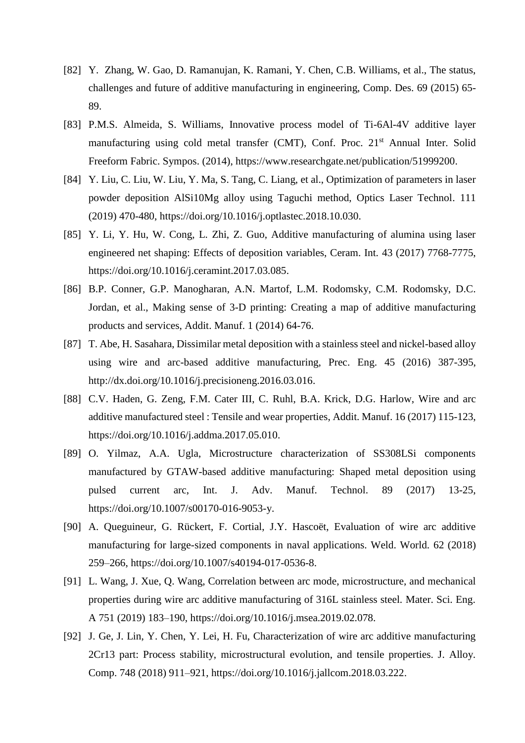[82] Y. Zhang, W. Gao, D. Ramanujan, K. Ramani, Y. Chen, C.B. Williams, et al., The status, challenges and future of additive manufacturing in engineering, Comp. Des. 69 (2015) 65-89.

[83] P.M.S. Almeida, S. Williams, Innovative process model of Ti-6Al-4V additive layer manufacturing using cold metal transfer (CMT), Conf. Proc. 21st Annual Inter. Solid Freeform Fabric. Sympos. (2014), https://www.researchgate.net/publication/51999200.

[84] Y. Liu, C. Liu, W. Liu, Y. Ma, S. Tang, C. Liang, et al., Optimization of parameters in laser powder deposition AlSi10Mg alloy using Taguchi method, Optics Laser Technol. 111 (2019) 470-480, https://doi.org/10.1016/j.optlastec.2018.10.030.

[85] Y. Li, Y. Hu, W. Cong, L. Zhi, Z. Guo, Additive manufacturing of alumina using laser engineered net shaping: Effects of deposition variables, Ceram. Int. 43 (2017) 7768-7775, https://doi.org/10.1016/j.ceramint.2017.03.085.

[86] B.P. Conner, G.P. Manogharan, A.N. Martof, L.M. Rodomsky, C.M. Rodomsky, D.C. Jordan, et al., Making sense of 3-D printing: Creating a map of additive manufacturing products and services, Addit. Manuf. 1 (2014) 64-76.

[87] T. Abe, H. Sasahara, Dissimilar metal deposition with a stainless steel and nickel-based alloy using wire and arc-based additive manufacturing, Prec. Eng. 45 (2016) 387-395, http://dx.doi.org/10.1016/j.precisioneng.2016.03.016.

[88] C.V. Haden, G. Zeng, F.M. Cater III, C. Ruhl, B.A. Krick, D.G. Harlow, Wire and arc additive manufactured steel : Tensile and wear properties, Addit. Manuf. 16 (2017) 115-123, https://doi.org/10.1016/j.addma.2017.05.010.

[89] O. Yilmaz, A.A. Ugla, Microstructure characterization of SS308LSi components manufactured by GTAW-based additive manufacturing: Shaped metal deposition using pulsed current arc, Int. J. Adv. Manuf. Technol. 89 (2017) 13-25, https://doi.org/10.1007/s00170-016-9053-y.

[90] A. Queguineur, G. Rückert, F. Cortial, J.Y. Hascoët, Evaluation of wire arc additive manufacturing for large-sized components in naval applications. Weld. World. 62 (2018) 259–266, https://doi.org/10.1007/s40194-017-0536-8.

[91] L. Wang, J. Xue, Q. Wang, Correlation between arc mode, microstructure, and mechanical properties during wire arc additive manufacturing of 316L stainless steel. Mater. Sci. Eng. A 751 (2019) 183–190, https://doi.org/10.1016/j.msea.2019.02.078.

[92] J. Ge, J. Lin, Y. Chen, Y. Lei, H. Fu, Characterization of wire arc additive manufacturing 2Cr13 part: Process stability, microstructural evolution, and tensile properties. J. Alloy. Comp. 748 (2018) 911–921, https://doi.org/10.1016/j.jallcom.2018.03.222.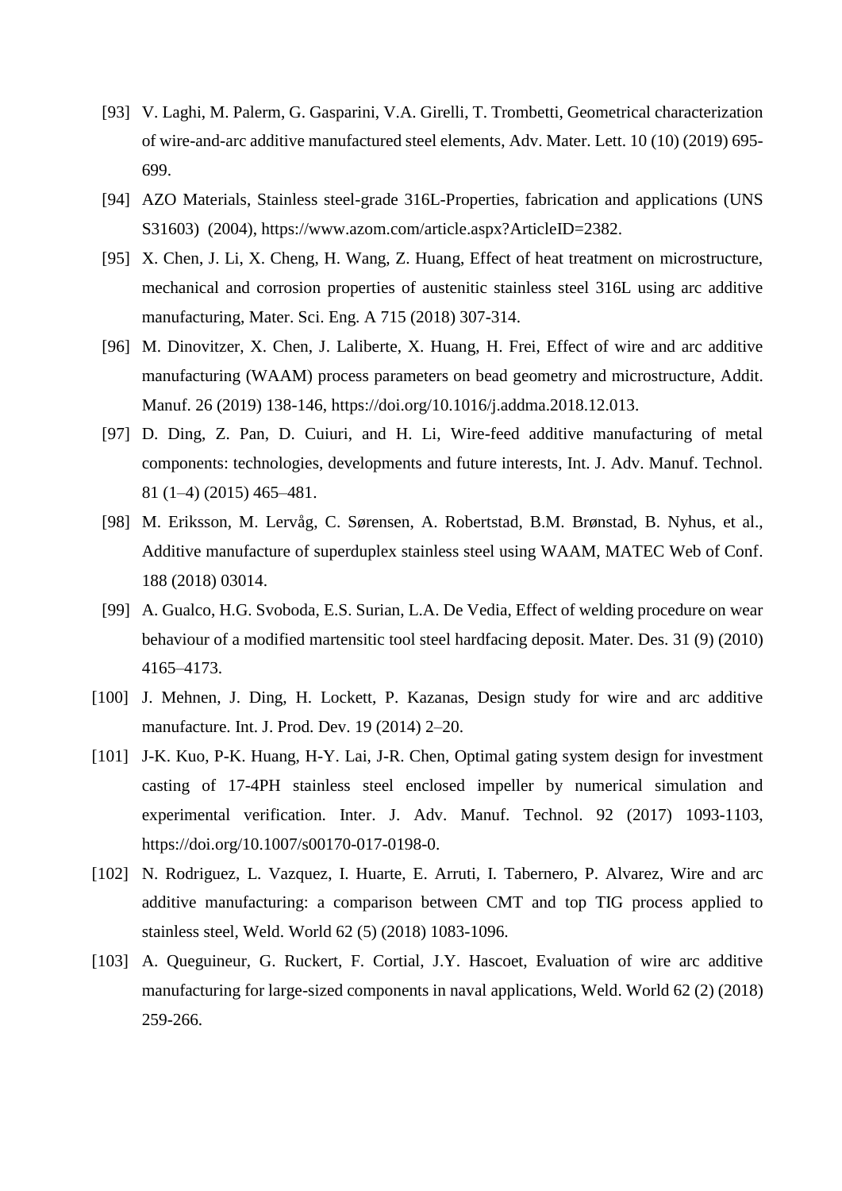[93] V. Laghi, M. Palerm, G. Gasparini, V.A. Girelli, T. Trombetti, Geometrical characterization of wire-and-arc additive manufactured steel elements, Adv. Mater. Lett. 10 (10) (2019) 695-699.

[94] AZO Materials, Stainless steel-grade 316L-Properties, fabrication and applications (UNS S31603) (2004), https://www.azom.com/article.aspx?ArticleID=2382.

[95] X. Chen, J. Li, X. Cheng, H. Wang, Z. Huang, Effect of heat treatment on microstructure, mechanical and corrosion properties of austenitic stainless steel 316L using arc additive manufacturing, Mater. Sci. Eng. A 715 (2018) 307-314.

[96] M. Dinovitzer, X. Chen, J. Laliberte, X. Huang, H. Frei, Effect of wire and arc additive manufacturing (WAAM) process parameters on bead geometry and microstructure, Addit. Manuf. 26 (2019) 138-146, https://doi.org/10.1016/j.addma.2018.12.013.

[97] D. Ding, Z. Pan, D. Cuiuri, and H. Li, Wire-feed additive manufacturing of metal components: technologies, developments and future interests, Int. J. Adv. Manuf. Technol. 81 (1–4) (2015) 465–481.

[98] M. Eriksson, M. Lervåg, C. Sørensen, A. Robertstad, B.M. Brønstad, B. Nyhus, et al., Additive manufacture of superduplex stainless steel using WAAM, MATEC Web of Conf. 188 (2018) 03014.

[99] A. Gualco, H.G. Svoboda, E.S. Surian, L.A. De Vedia, Effect of welding procedure on wear behaviour of a modified martensitic tool steel hardfacing deposit. Mater. Des. 31 (9) (2010) 4165–4173.

[100] J. Mehnen, J. Ding, H. Lockett, P. Kazanas, Design study for wire and arc additive manufacture. Int. J. Prod. Dev. 19 (2014) 2–20.

[101] J-K. Kuo, P-K. Huang, H-Y. Lai, J-R. Chen, Optimal gating system design for investment casting of 17-4PH stainless steel enclosed impeller by numerical simulation and experimental verification. Inter. J. Adv. Manuf. Technol. 92 (2017) 1093-1103, https://doi.org/10.1007/s00170-017-0198-0.

[102] N. Rodriguez, L. Vazquez, I. Huarte, E. Arruti, I. Tabernero, P. Alvarez, Wire and arc additive manufacturing: a comparison between CMT and top TIG process applied to stainless steel, Weld. World 62 (5) (2018) 1083-1096.

[103] A. Queguineur, G. Ruckert, F. Cortial, J.Y. Hascoet, Evaluation of wire arc additive manufacturing for large-sized components in naval applications, Weld. World 62 (2) (2018) 259-266.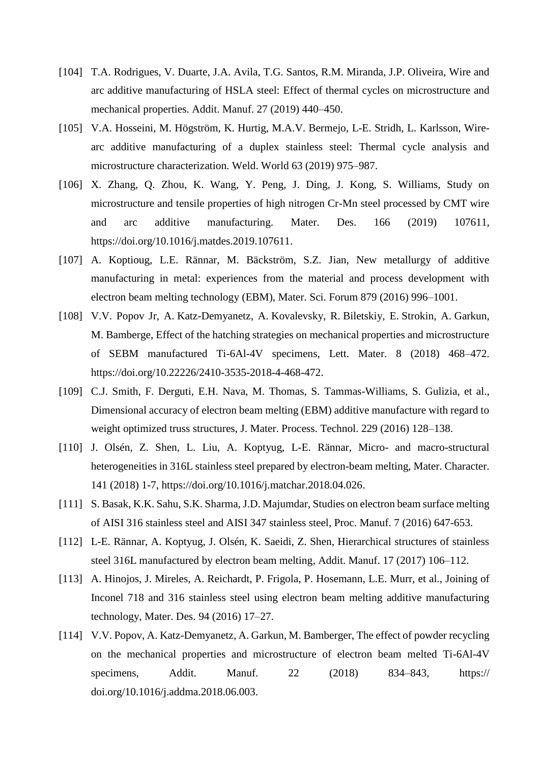[104] T.A. Rodrigues, V. Duarte, J.A. Avila, T.G. Santos, R.M. Miranda, J.P. Oliveira, Wire and arc additive manufacturing of HSLA steel: Effect of thermal cycles on microstructure and mechanical properties. Addit. Manuf. 27 (2019) 440–450.

[105] V.A. Hosseini, M. Högström, K. Hurtig, M.A.V. Bermejo, L-E. Stridh, L. Karlsson, Wire-arc additive manufacturing of a duplex stainless steel: Thermal cycle analysis and microstructure characterization. Weld. World 63 (2019) 975–987.

[106] X. Zhang, Q. Zhou, K. Wang, Y. Peng, J. Ding, J. Kong, S. Williams, Study on microstructure and tensile properties of high nitrogen Cr-Mn steel processed by CMT wire and arc additive manufacturing. Mater. Des. 166 (2019) 107611, https://doi.org/10.1016/j.matdes.2019.107611.

[107] A. Koptioug, L.E. Rännar, M. Bäckström, S.Z. Jian, New metallurgy of additive manufacturing in metal: experiences from the material and process development with electron beam melting technology (EBM), Mater. Sci. Forum 879 (2016) 996–1001.

[108] V.V. Popov Jr, A. Katz-Demyanetz, A. Kovalevsky, R. Biletskiy, E. Strokin, A. Garkun, M. Bamberge, Effect of the hatching strategies on mechanical properties and microstructure of SEBM manufactured Ti-6Al-4V specimens, Lett. Mater. 8 (2018) 468–472. https://doi.org/10.22226/2410-3535-2018-4-468-472.

[109] C.J. Smith, F. Derguti, E.H. Nava, M. Thomas, S. Tammas-Williams, S. Gulizia, et al., Dimensional accuracy of electron beam melting (EBM) additive manufacture with regard to weight optimized truss structures, J. Mater. Process. Technol. 229 (2016) 128–138.

[110] J. Olsén, Z. Shen, L. Liu, A. Koptyug, L-E. Rännar, Micro- and macro-structural heterogeneities in 316L stainless steel prepared by electron-beam melting, Mater. Character. 141 (2018) 1-7, https://doi.org/10.1016/j.matchar.2018.04.026.

[111] S. Basak, K.K. Sahu, S.K. Sharma, J.D. Majumdar, Studies on electron beam surface melting of AISI 316 stainless steel and AISI 347 stainless steel, Proc. Manuf. 7 (2016) 647-653.

[112] L-E. Rännar, A. Koptyug, J. Olsén, K. Saeidi, Z. Shen, Hierarchical structures of stainless steel 316L manufactured by electron beam melting, Addit. Manuf. 17 (2017) 106–112.

[113] A. Hinojos, J. Mireles, A. Reichardt, P. Frigola, P. Hosemann, L.E. Murr, et al., Joining of Inconel 718 and 316 stainless steel using electron beam melting additive manufacturing technology, Mater. Des. 94 (2016) 17–27.

[114] V.V. Popov, A. Katz-Demyanetz, A. Garkun, M. Bamberger, The effect of powder recycling on the mechanical properties and microstructure of electron beam melted Ti-6Al-4V specimens, Addit. Manuf. 22 (2018) 834–843, https:// doi.org/10.1016/j.addma.2018.06.003.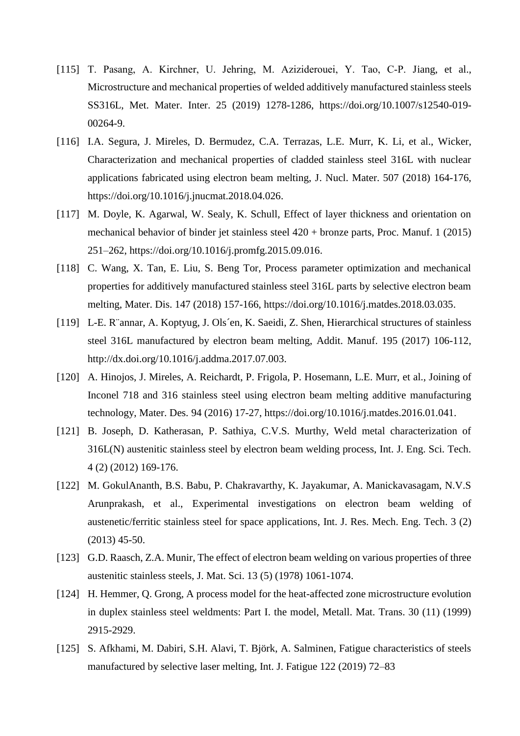[115] T. Pasang, A. Kirchner, U. Jehring, M. Aziziderouei, Y. Tao, C-P. Jiang, et al., Microstructure and mechanical properties of welded additively manufactured stainless steels SS316L, Met. Mater. Inter. 25 (2019) 1278-1286, https://doi.org/10.1007/s12540-019-00264-9.

[116] I.A. Segura, J. Mireles, D. Bermudez, C.A. Terrazas, L.E. Murr, K. Li, et al., Wicker, Characterization and mechanical properties of cladded stainless steel 316L with nuclear applications fabricated using electron beam melting, J. Nucl. Mater. 507 (2018) 164-176, https://doi.org/10.1016/j.jnucmat.2018.04.026.

[117] M. Doyle, K. Agarwal, W. Sealy, K. Schull, Effect of layer thickness and orientation on mechanical behavior of binder jet stainless steel 420 + bronze parts, Proc. Manuf. 1 (2015) 251–262, https://doi.org/10.1016/j.promfg.2015.09.016.

[118] C. Wang, X. Tan, E. Liu, S. Beng Tor, Process parameter optimization and mechanical properties for additively manufactured stainless steel 316L parts by selective electron beam melting, Mater. Dis. 147 (2018) 157-166, https://doi.org/10.1016/j.matdes.2018.03.035.

[119] L-E. R¨annar, A. Koptyug, J. Ols´en, K. Saeidi, Z. Shen, Hierarchical structures of stainless steel 316L manufactured by electron beam melting, Addit. Manuf. 195 (2017) 106-112, http://dx.doi.org/10.1016/j.addma.2017.07.003.

[120] A. Hinojos, J. Mireles, A. Reichardt, P. Frigola, P. Hosemann, L.E. Murr, et al., Joining of Inconel 718 and 316 stainless steel using electron beam melting additive manufacturing technology, Mater. Des. 94 (2016) 17-27, https://doi.org/10.1016/j.matdes.2016.01.041.

[121] B. Joseph, D. Katherasan, P. Sathiya, C.V.S. Murthy, Weld metal characterization of 316L(N) austenitic stainless steel by electron beam welding process, Int. J. Eng. Sci. Tech. 4 (2) (2012) 169-176.

[122] M. GokulAnanth, B.S. Babu, P. Chakravarthy, K. Jayakumar, A. Manickavasagam, N.V.S Arunprakash, et al., Experimental investigations on electron beam welding of austenetic/ferritic stainless steel for space applications, Int. J. Res. Mech. Eng. Tech. 3 (2) (2013) 45-50.

[123] G.D. Raasch, Z.A. Munir, The effect of electron beam welding on various properties of three austenitic stainless steels, J. Mat. Sci. 13 (5) (1978) 1061-1074.

[124] H. Hemmer, Q. Grong, A process model for the heat-affected zone microstructure evolution in duplex stainless steel weldments: Part I. the model, Metall. Mat. Trans. 30 (11) (1999) 2915-2929.

[125] S. Afkhami, M. Dabiri, S.H. Alavi, T. Björk, A. Salminen, Fatigue characteristics of steels manufactured by selective laser melting, Int. J. Fatigue 122 (2019) 72–83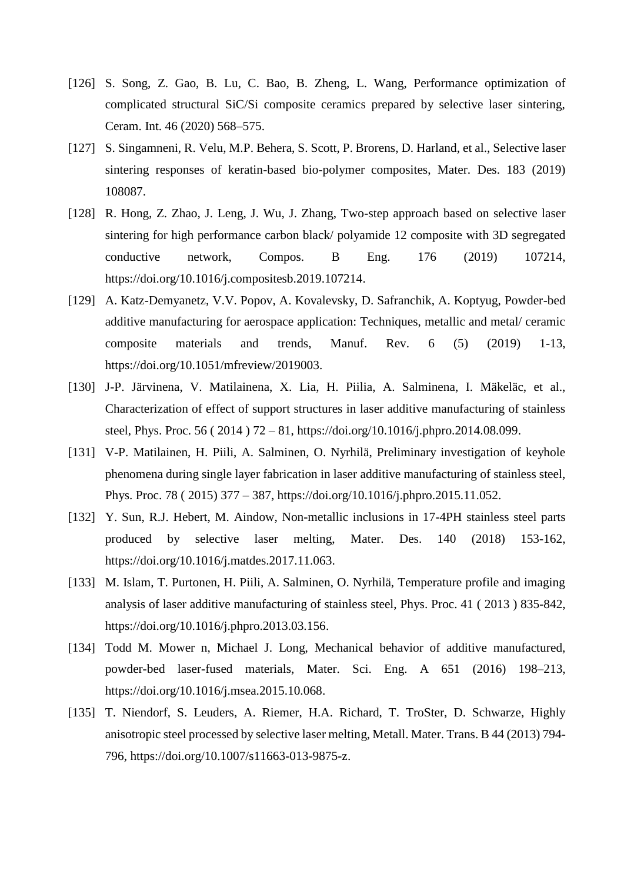[126] S. Song, Z. Gao, B. Lu, C. Bao, B. Zheng, L. Wang, Performance optimization of complicated structural SiC/Si composite ceramics prepared by selective laser sintering, Ceram. Int. 46 (2020) 568–575.

[127] S. Singamneni, R. Velu, M.P. Behera, S. Scott, P. Brorens, D. Harland, et al., Selective laser sintering responses of keratin-based bio-polymer composites, Mater. Des. 183 (2019) 108087.

[128] R. Hong, Z. Zhao, J. Leng, J. Wu, J. Zhang, Two-step approach based on selective laser sintering for high performance carbon black/ polyamide 12 composite with 3D segregated conductive network, Compos. B Eng. 176 (2019) 107214, https://doi.org/10.1016/j.compositesb.2019.107214.

[129] A. Katz-Demyanetz, V.V. Popov, A. Kovalevsky, D. Safranchik, A. Koptyug, Powder-bed additive manufacturing for aerospace application: Techniques, metallic and metal/ ceramic composite materials and trends, Manuf. Rev. 6 (5) (2019) 1-13, https://doi.org/10.1051/mfreview/2019003.

[130] J-P. Järvinena, V. Matilainena, X. Lia, H. Piilia, A. Salminena, I. Mäkeläc, et al., Characterization of effect of support structures in laser additive manufacturing of stainless steel, Phys. Proc. 56 ( 2014 ) 72 – 81, https://doi.org/10.1016/j.phpro.2014.08.099.

[131] V-P. Matilainen, H. Piili, A. Salminen, O. Nyrhilä, Preliminary investigation of keyhole phenomena during single layer fabrication in laser additive manufacturing of stainless steel, Phys. Proc. 78 ( 2015) 377 – 387, https://doi.org/10.1016/j.phpro.2015.11.052.

[132] Y. Sun, R.J. Hebert, M. Aindow, Non-metallic inclusions in 17-4PH stainless steel parts produced by selective laser melting, Mater. Des. 140 (2018) 153-162, https://doi.org/10.1016/j.matdes.2017.11.063.

[133] M. Islam, T. Purtonen, H. Piili, A. Salminen, O. Nyrhilä, Temperature profile and imaging analysis of laser additive manufacturing of stainless steel, Phys. Proc. 41 ( 2013 ) 835-842, https://doi.org/10.1016/j.phpro.2013.03.156.

[134] Todd M. Mower n, Michael J. Long, Mechanical behavior of additive manufactured, powder-bed laser-fused materials, Mater. Sci. Eng. A 651 (2016) 198–213, https://doi.org/10.1016/j.msea.2015.10.068.

[135] T. Niendorf, S. Leuders, A. Riemer, H.A. Richard, T. TroSter, D. Schwarze, Highly anisotropic steel processed by selective laser melting, Metall. Mater. Trans. B 44 (2013) 794-796, https://doi.org/10.1007/s11663-013-9875-z.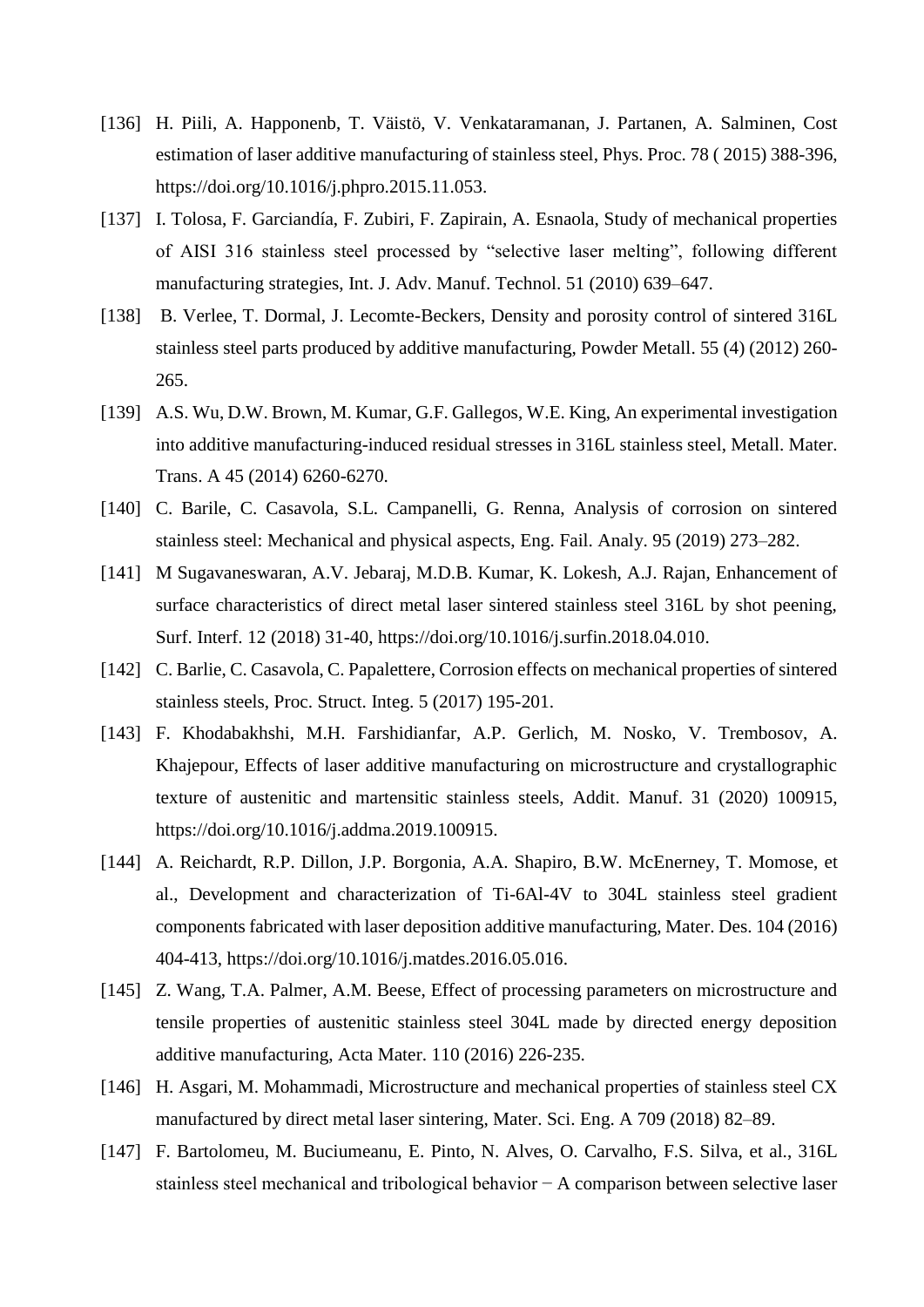[136] H. Piili, A. Happonenb, T. Väistö, V. Venkataramanan, J. Partanen, A. Salminen, Cost estimation of laser additive manufacturing of stainless steel, Phys. Proc. 78 ( 2015) 388-396, https://doi.org/10.1016/j.phpro.2015.11.053.

[137] I. Tolosa, F. Garciandía, F. Zubiri, F. Zapirain, A. Esnaola, Study of mechanical properties of AISI 316 stainless steel processed by "selective laser melting", following different manufacturing strategies, Int. J. Adv. Manuf. Technol. 51 (2010) 639–647.

[138] B. Verlee, T. Dormal, J. Lecomte-Beckers, Density and porosity control of sintered 316L stainless steel parts produced by additive manufacturing, Powder Metall. 55 (4) (2012) 260-265.

[139] A.S. Wu, D.W. Brown, M. Kumar, G.F. Gallegos, W.E. King, An experimental investigation into additive manufacturing-induced residual stresses in 316L stainless steel, Metall. Mater. Trans. A 45 (2014) 6260-6270.

[140] C. Barile, C. Casavola, S.L. Campanelli, G. Renna, Analysis of corrosion on sintered stainless steel: Mechanical and physical aspects, Eng. Fail. Analy. 95 (2019) 273–282.

[141] M Sugavaneswaran, A.V. Jebaraj, M.D.B. Kumar, K. Lokesh, A.J. Rajan, Enhancement of surface characteristics of direct metal laser sintered stainless steel 316L by shot peening, Surf. Interf. 12 (2018) 31-40, https://doi.org/10.1016/j.surfin.2018.04.010.

[142] C. Barlie, C. Casavola, C. Papalettere, Corrosion effects on mechanical properties of sintered stainless steels, Proc. Struct. Integ. 5 (2017) 195-201.

[143] F. Khodabakhshi, M.H. Farshidianfar, A.P. Gerlich, M. Nosko, V. Trembosov, A. Khajepour, Effects of laser additive manufacturing on microstructure and crystallographic texture of austenitic and martensitic stainless steels, Addit. Manuf. 31 (2020) 100915, https://doi.org/10.1016/j.addma.2019.100915.

[144] A. Reichardt, R.P. Dillon, J.P. Borgonia, A.A. Shapiro, B.W. McEnerney, T. Momose, et al., Development and characterization of Ti-6Al-4V to 304L stainless steel gradient components fabricated with laser deposition additive manufacturing, Mater. Des. 104 (2016) 404-413, https://doi.org/10.1016/j.matdes.2016.05.016.

[145] Z. Wang, T.A. Palmer, A.M. Beese, Effect of processing parameters on microstructure and tensile properties of austenitic stainless steel 304L made by directed energy deposition additive manufacturing, Acta Mater. 110 (2016) 226-235.

[146] H. Asgari, M. Mohammadi, Microstructure and mechanical properties of stainless steel CX manufactured by direct metal laser sintering, Mater. Sci. Eng. A 709 (2018) 82–89.

[147] F. Bartolomeu, M. Buciumeanu, E. Pinto, N. Alves, O. Carvalho, F.S. Silva, et al., 316L stainless steel mechanical and tribological behavior − A comparison between selective laser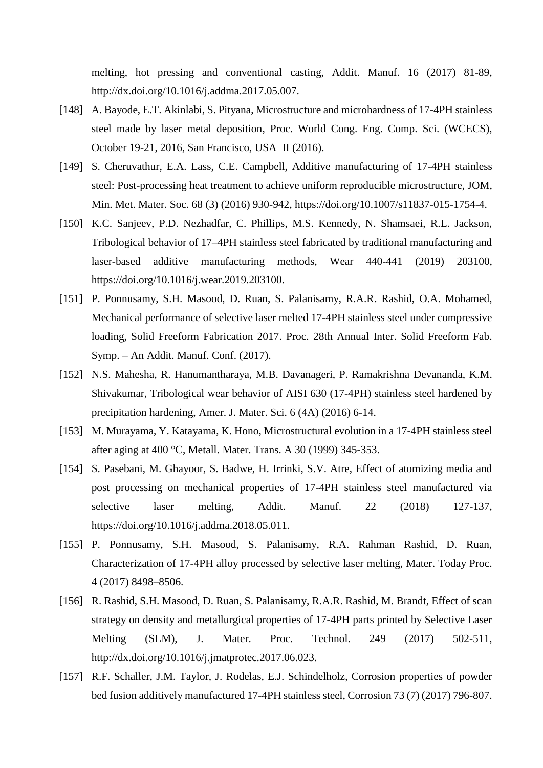melting, hot pressing and conventional casting, Addit. Manuf. 16 (2017) 81-89, http://dx.doi.org/10.1016/j.addma.2017.05.007.

[148] A. Bayode, E.T. Akinlabi, S. Pityana, Microstructure and microhardness of 17-4PH stainless steel made by laser metal deposition, Proc. World Cong. Eng. Comp. Sci. (WCECS), October 19-21, 2016, San Francisco, USA II (2016).

[149] S. Cheruvathur, E.A. Lass, C.E. Campbell, Additive manufacturing of 17-4PH stainless steel: Post-processing heat treatment to achieve uniform reproducible microstructure, JOM, Min. Met. Mater. Soc. 68 (3) (2016) 930-942, https://doi.org/10.1007/s11837-015-1754-4.

[150] K.C. Sanjeev, P.D. Nezhadfar, C. Phillips, M.S. Kennedy, N. Shamsaei, R.L. Jackson, Tribological behavior of 17–4PH stainless steel fabricated by traditional manufacturing and laser-based additive manufacturing methods, Wear 440-441 (2019) 203100, https://doi.org/10.1016/j.wear.2019.203100.

[151] P. Ponnusamy, S.H. Masood, D. Ruan, S. Palanisamy, R.A.R. Rashid, O.A. Mohamed, Mechanical performance of selective laser melted 17-4PH stainless steel under compressive loading, Solid Freeform Fabrication 2017. Proc. 28th Annual Inter. Solid Freeform Fab. Symp. – An Addit. Manuf. Conf. (2017).

[152] N.S. Mahesha, R. Hanumantharaya, M.B. Davanageri, P. Ramakrishna Devananda, K.M. Shivakumar, Tribological wear behavior of AISI 630 (17-4PH) stainless steel hardened by precipitation hardening, Amer. J. Mater. Sci. 6 (4A) (2016) 6-14.

[153] M. Murayama, Y. Katayama, K. Hono, Microstructural evolution in a 17-4PH stainless steel after aging at 400 °C, Metall. Mater. Trans. A 30 (1999) 345-353.

[154] S. Pasebani, M. Ghayoor, S. Badwe, H. Irrinki, S.V. Atre, Effect of atomizing media and post processing on mechanical properties of 17-4PH stainless steel manufactured via selective laser melting, Addit. Manuf. 22 (2018) 127-137, https://doi.org/10.1016/j.addma.2018.05.011.

[155] P. Ponnusamy, S.H. Masood, S. Palanisamy, R.A. Rahman Rashid, D. Ruan, Characterization of 17-4PH alloy processed by selective laser melting, Mater. Today Proc. 4 (2017) 8498–8506.

[156] R. Rashid, S.H. Masood, D. Ruan, S. Palanisamy, R.A.R. Rashid, M. Brandt, Effect of scan strategy on density and metallurgical properties of 17-4PH parts printed by Selective Laser Melting (SLM), J. Mater. Proc. Technol. 249 (2017) 502-511, http://dx.doi.org/10.1016/j.jmatprotec.2017.06.023.

[157] R.F. Schaller, J.M. Taylor, J. Rodelas, E.J. Schindelholz, Corrosion properties of powder bed fusion additively manufactured 17-4PH stainless steel, Corrosion 73 (7) (2017) 796-807.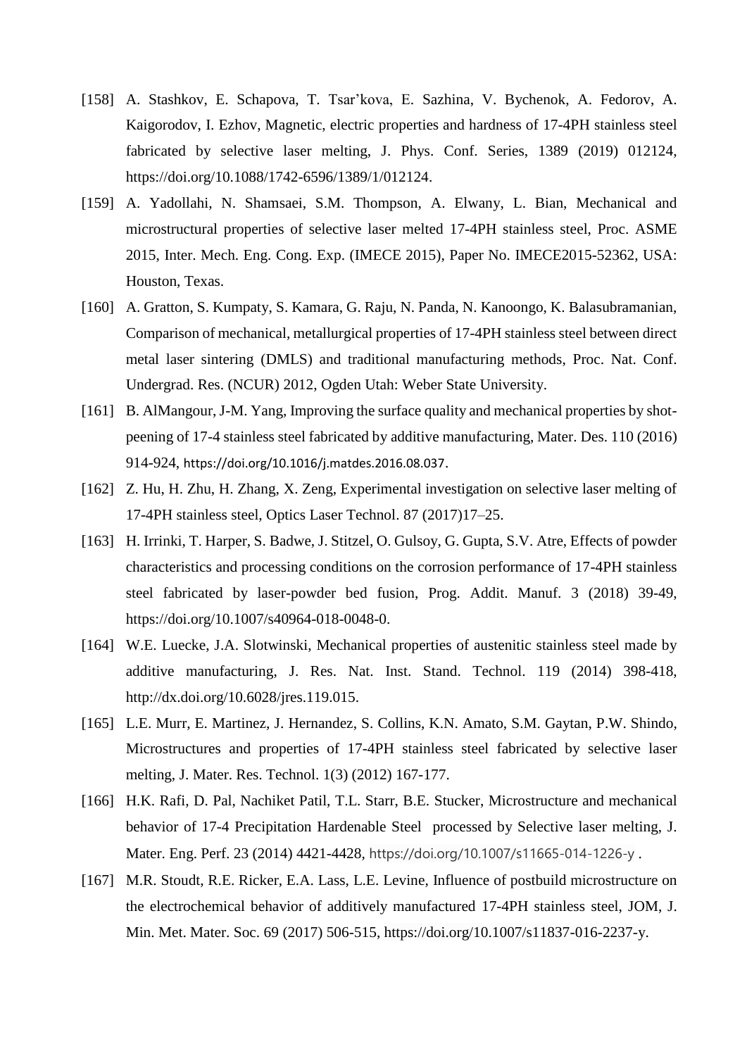[158] A. Stashkov, E. Schapova, T. Tsar'kova, E. Sazhina, V. Bychenok, A. Fedorov, A. Kaigorodov, I. Ezhov, Magnetic, electric properties and hardness of 17-4PH stainless steel fabricated by selective laser melting, J. Phys. Conf. Series, 1389 (2019) 012124, https://doi.org/10.1088/1742-6596/1389/1/012124.

[159] A. Yadollahi, N. Shamsaei, S.M. Thompson, A. Elwany, L. Bian, Mechanical and microstructural properties of selective laser melted 17-4PH stainless steel, Proc. ASME 2015, Inter. Mech. Eng. Cong. Exp. (IMECE 2015), Paper No. IMECE2015-52362, USA: Houston, Texas.

[160] A. Gratton, S. Kumpaty, S. Kamara, G. Raju, N. Panda, N. Kanoongo, K. Balasubramanian, Comparison of mechanical, metallurgical properties of 17-4PH stainless steel between direct metal laser sintering (DMLS) and traditional manufacturing methods, Proc. Nat. Conf. Undergrad. Res. (NCUR) 2012, Ogden Utah: Weber State University.

[161] B. AlMangour, J-M. Yang, Improving the surface quality and mechanical properties by shot-peening of 17-4 stainless steel fabricated by additive manufacturing, Mater. Des. 110 (2016) 914-924, https://doi.org/10.1016/j.matdes.2016.08.037.

[162] Z. Hu, H. Zhu, H. Zhang, X. Zeng, Experimental investigation on selective laser melting of 17-4PH stainless steel, Optics Laser Technol. 87 (2017)17–25.

[163] H. Irrinki, T. Harper, S. Badwe, J. Stitzel, O. Gulsoy, G. Gupta, S.V. Atre, Effects of powder characteristics and processing conditions on the corrosion performance of 17-4PH stainless steel fabricated by laser-powder bed fusion, Prog. Addit. Manuf. 3 (2018) 39-49, https://doi.org/10.1007/s40964-018-0048-0.

[164] W.E. Luecke, J.A. Slotwinski, Mechanical properties of austenitic stainless steel made by additive manufacturing, J. Res. Nat. Inst. Stand. Technol. 119 (2014) 398-418, http://dx.doi.org/10.6028/jres.119.015.

[165] L.E. Murr, E. Martinez, J. Hernandez, S. Collins, K.N. Amato, S.M. Gaytan, P.W. Shindo, Microstructures and properties of 17-4PH stainless steel fabricated by selective laser melting, J. Mater. Res. Technol. 1(3) (2012) 167-177.

[166] H.K. Rafi, D. Pal, Nachiket Patil, T.L. Starr, B.E. Stucker, Microstructure and mechanical behavior of 17-4 Precipitation Hardenable Steel processed by Selective laser melting, J. Mater. Eng. Perf. 23 (2014) 4421-4428, https://doi.org/10.1007/s11665-014-1226-y .

[167] M.R. Stoudt, R.E. Ricker, E.A. Lass, L.E. Levine, Influence of postbuild microstructure on the electrochemical behavior of additively manufactured 17-4PH stainless steel, JOM, J. Min. Met. Mater. Soc. 69 (2017) 506-515, https://doi.org/10.1007/s11837-016-2237-y.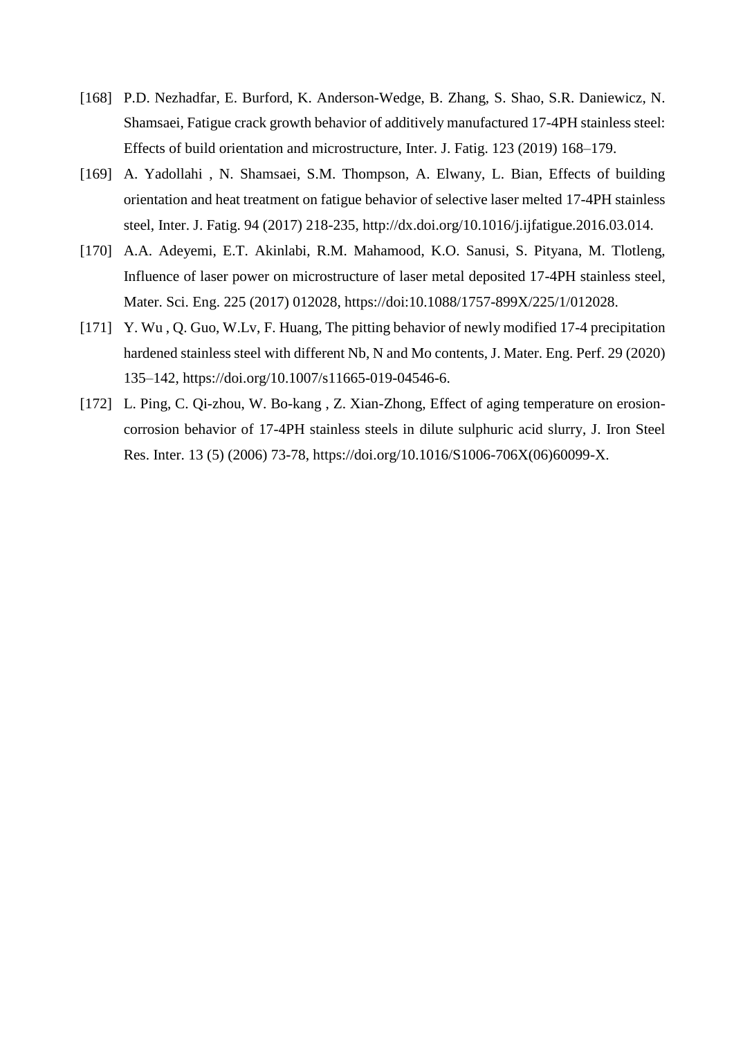[168] P.D. Nezhadfar, E. Burford, K. Anderson-Wedge, B. Zhang, S. Shao, S.R. Daniewicz, N. Shamsaei, Fatigue crack growth behavior of additively manufactured 17-4PH stainless steel: Effects of build orientation and microstructure, Inter. J. Fatig. 123 (2019) 168–179.

[169] A. Yadollahi , N. Shamsaei, S.M. Thompson, A. Elwany, L. Bian, Effects of building orientation and heat treatment on fatigue behavior of selective laser melted 17-4PH stainless steel, Inter. J. Fatig. 94 (2017) 218-235, http://dx.doi.org/10.1016/j.ijfatigue.2016.03.014.

[170] A.A. Adeyemi, E.T. Akinlabi, R.M. Mahamood, K.O. Sanusi, S. Pityana, M. Tlotleng, Influence of laser power on microstructure of laser metal deposited 17-4PH stainless steel, Mater. Sci. Eng. 225 (2017) 012028, https://doi:10.1088/1757-899X/225/1/012028.

[171] Y. Wu , Q. Guo, W.Lv, F. Huang, The pitting behavior of newly modified 17-4 precipitation hardened stainless steel with different Nb, N and Mo contents, J. Mater. Eng. Perf. 29 (2020) 135–142, https://doi.org/10.1007/s11665-019-04546-6.

[172] L. Ping, C. Qi-zhou, W. Bo-kang , Z. Xian-Zhong, Effect of aging temperature on erosion-corrosion behavior of 17-4PH stainless steels in dilute sulphuric acid slurry, J. Iron Steel Res. Inter. 13 (5) (2006) 73-78, https://doi.org/10.1016/S1006-706X(06)60099-X.